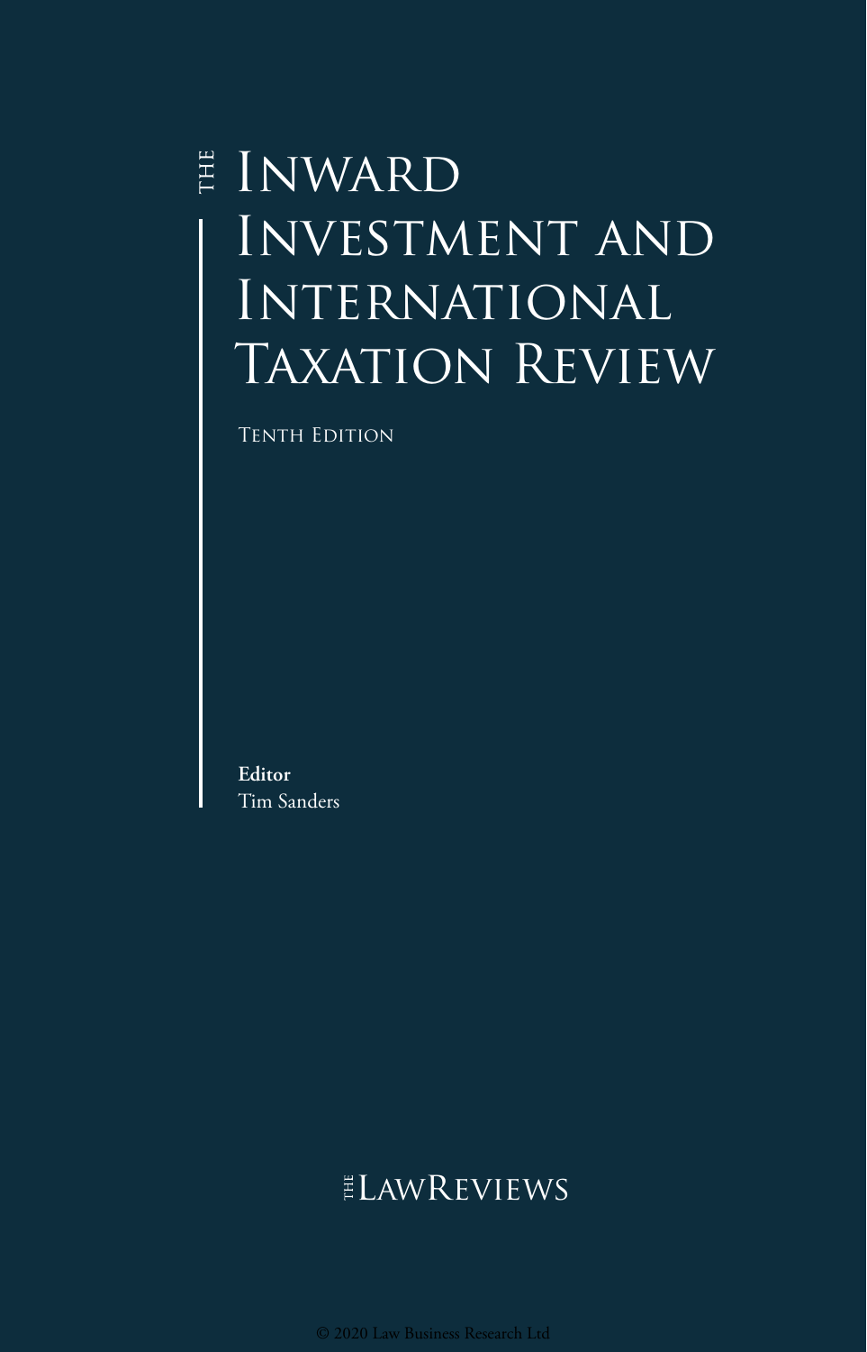# The Inward Investment and International Taxation Review

Tenth Edition

**Editor**
Tim Sanders

The Law Reviews

© 2020 Law Business Research Ltd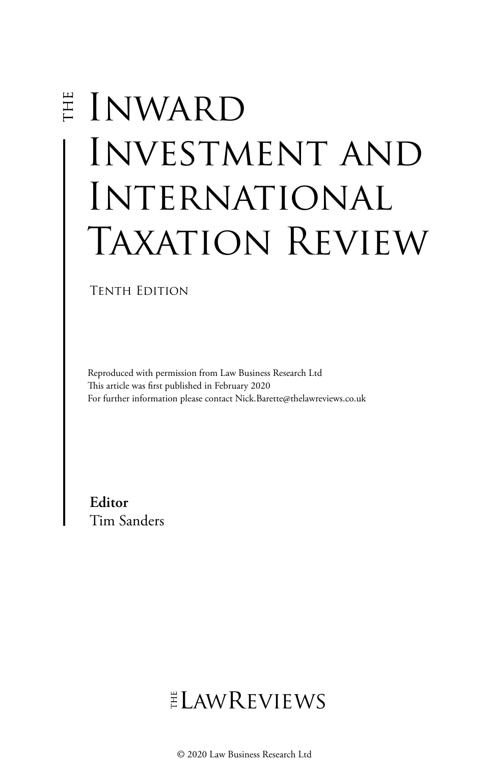# THE INWARD INVESTMENT AND INTERNATIONAL TAXATION REVIEW

TENTH EDITION

Reproduced with permission from Law Business Research Ltd
This article was first published in February 2020
For further information please contact Nick.Barette@thelawreviews.co.uk

**Editor**
Tim Sanders

THE LAWREVIEWS

© 2020 Law Business Research Ltd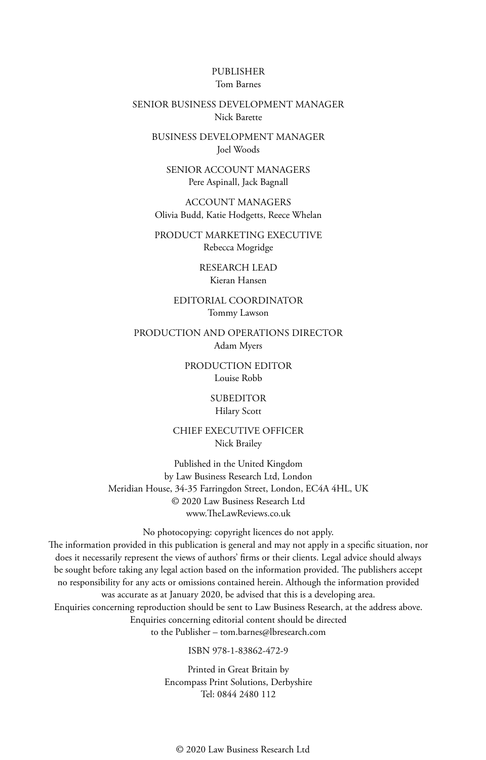PUBLISHER
Tom Barnes

SENIOR BUSINESS DEVELOPMENT MANAGER
Nick Barette

BUSINESS DEVELOPMENT MANAGER
Joel Woods

SENIOR ACCOUNT MANAGERS
Pere Aspinall, Jack Bagnall

ACCOUNT MANAGERS
Olivia Budd, Katie Hodgetts, Reece Whelan

PRODUCT MARKETING EXECUTIVE
Rebecca Mogridge

RESEARCH LEAD
Kieran Hansen

EDITORIAL COORDINATOR
Tommy Lawson

PRODUCTION AND OPERATIONS DIRECTOR
Adam Myers

PRODUCTION EDITOR
Louise Robb

SUBEDITOR
Hilary Scott

CHIEF EXECUTIVE OFFICER
Nick Brailey

Published in the United Kingdom
by Law Business Research Ltd, London
Meridian House, 34-35 Farringdon Street, London, EC4A 4HL, UK
© 2020 Law Business Research Ltd
www.TheLawReviews.co.uk

No photocopying: copyright licences do not apply.
The information provided in this publication is general and may not apply in a specific situation, nor does it necessarily represent the views of authors' firms or their clients. Legal advice should always be sought before taking any legal action based on the information provided. The publishers accept no responsibility for any acts or omissions contained herein. Although the information provided was accurate as at January 2020, be advised that this is a developing area.
Enquiries concerning reproduction should be sent to Law Business Research, at the address above.
Enquiries concerning editorial content should be directed
to the Publisher – tom.barnes@lbresearch.com

ISBN 978-1-83862-472-9

Printed in Great Britain by
Encompass Print Solutions, Derbyshire
Tel: 0844 2480 112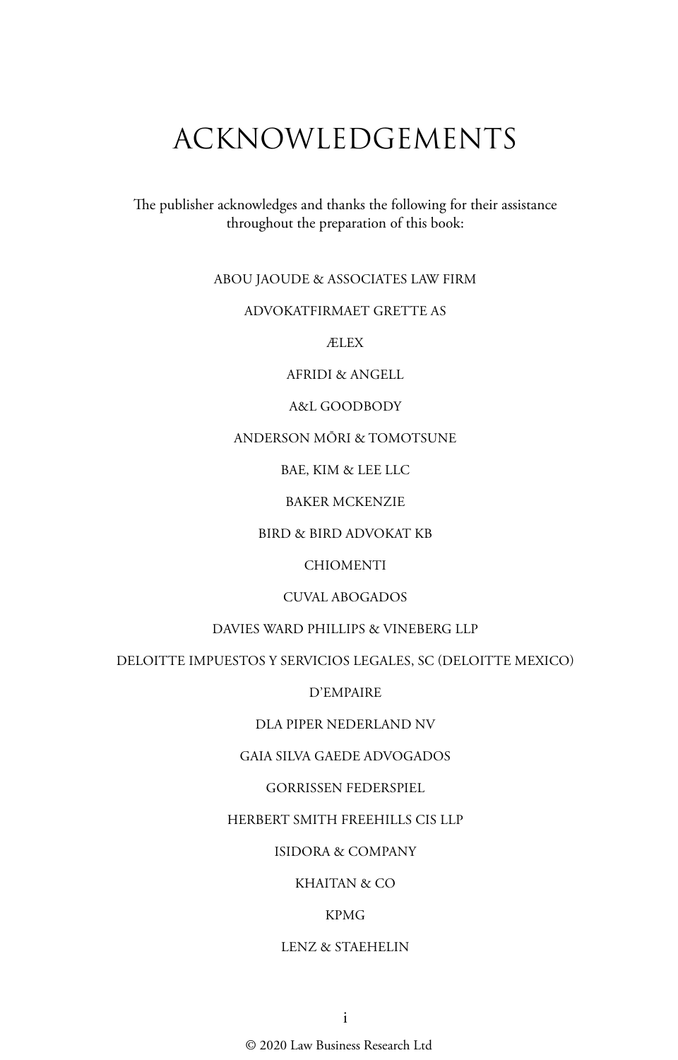# ACKNOWLEDGEMENTS

The publisher acknowledges and thanks the following for their assistance throughout the preparation of this book:

ABOU JAOUDE & ASSOCIATES LAW FIRM

ADVOKATFIRMAET GRETTE AS

ÆLEX

AFRIDI & ANGELL

A&L GOODBODY

ANDERSON MŌRI & TOMOTSUNE

BAE, KIM & LEE LLC

BAKER MCKENZIE

BIRD & BIRD ADVOKAT KB

CHIOMENTI

CUVAL ABOGADOS

DAVIES WARD PHILLIPS & VINEBERG LLP

DELOITTE IMPUESTOS Y SERVICIOS LEGALES, SC (DELOITTE MEXICO)

D'EMPAIRE

DLA PIPER NEDERLAND NV

GAIA SILVA GAEDE ADVOGADOS

GORRISSEN FEDERSPIEL

HERBERT SMITH FREEHILLS CIS LLP

ISIDORA & COMPANY

KHAITAN & CO

KPMG

LENZ & STAEHELIN

© 2020 Law Business Research Ltd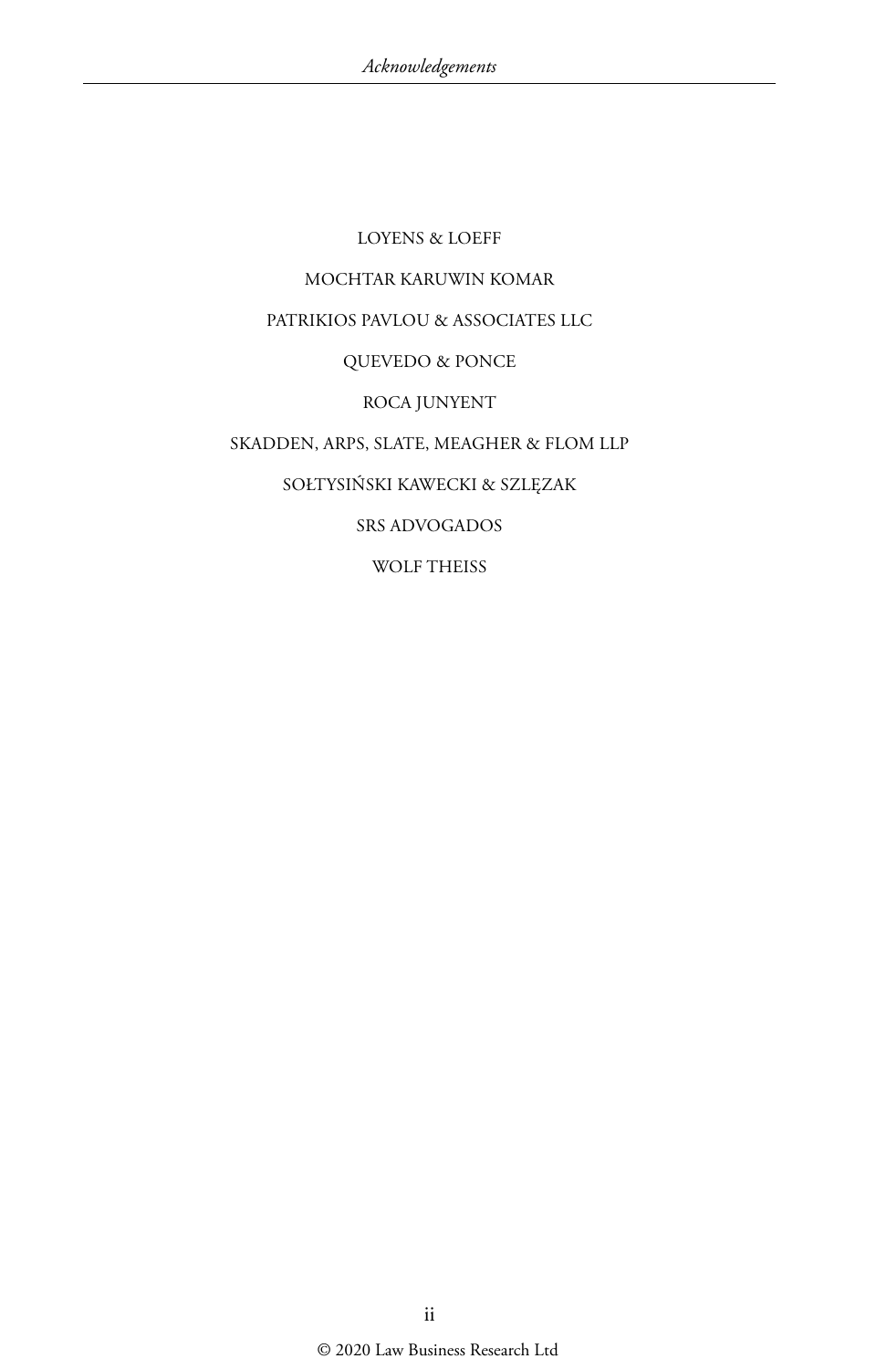LOYENS & LOEFF

MOCHTAR KARUWIN KOMAR

PATRIKIOS PAVLOU & ASSOCIATES LLC

QUEVEDO & PONCE

ROCA JUNYENT

SKADDEN, ARPS, SLATE, MEAGHER & FLOM LLP

SOŁTYSIŃSKI KAWECKI & SZLĘZAK

SRS ADVOGADOS

WOLF THEISS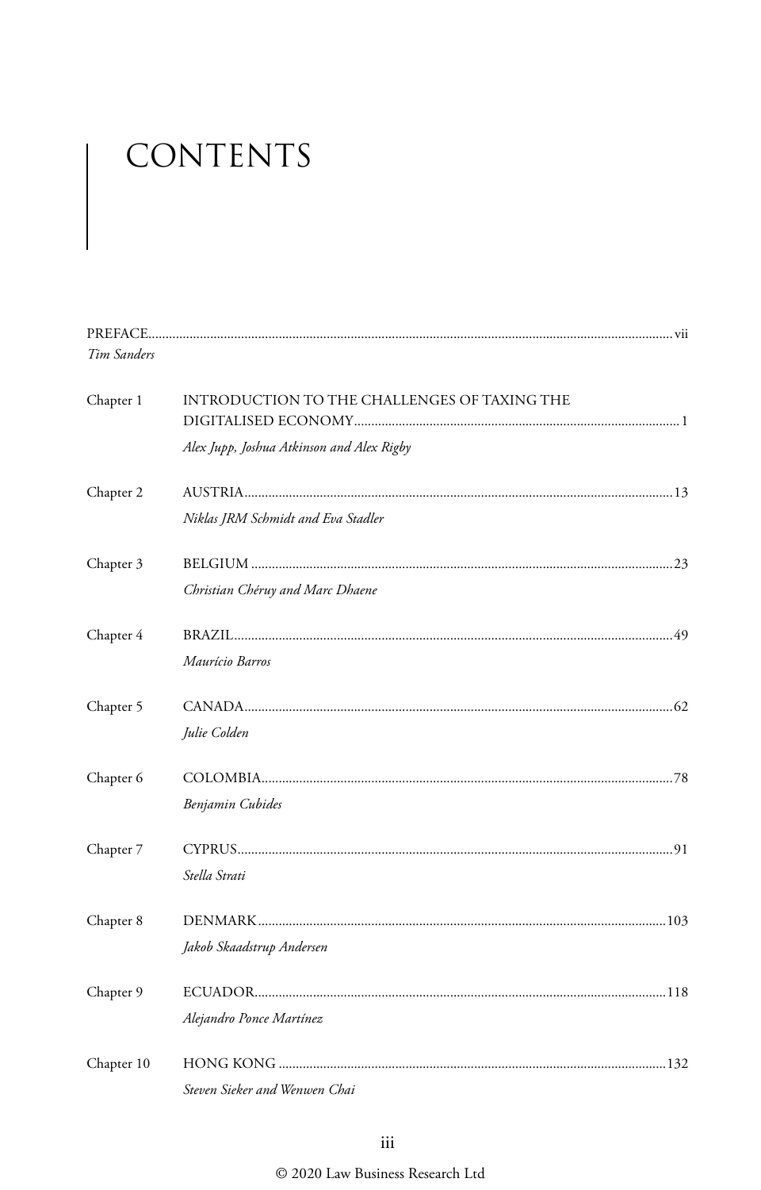# CONTENTS

PREFACE ........ vii
*Tim Sanders*

Chapter 1 INTRODUCTION TO THE CHALLENGES OF TAXING THE DIGITALISED ECONOMY ........ 1
*Alex Jupp, Joshua Atkinson and Alex Rigby*

Chapter 2 AUSTRIA ........ 13
*Niklas JRM Schmidt and Eva Stadler*

Chapter 3 BELGIUM ........ 23
*Christian Chéruy and Marc Dhaene*

Chapter 4 BRAZIL ........ 49
*Maurício Barros*

Chapter 5 CANADA ........ 62
*Julie Colden*

Chapter 6 COLOMBIA ........ 78
*Benjamin Cubides*

Chapter 7 CYPRUS ........ 91
*Stella Strati*

Chapter 8 DENMARK ........ 103
*Jakob Skaadstrup Andersen*

Chapter 9 ECUADOR ........ 118
*Alejandro Ponce Martínez*

Chapter 10 HONG KONG ........ 132
*Steven Sieker and Wenwen Chai*

© 2020 Law Business Research Ltd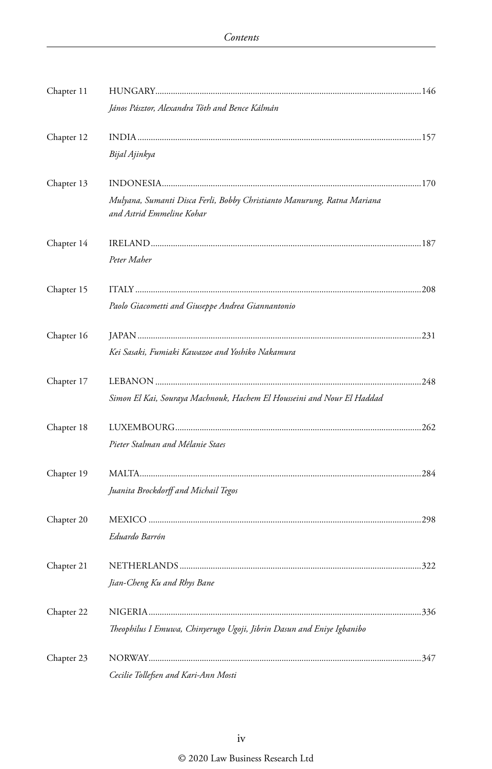Chapter 11 HUNGARY......146

*János Pásztor, Alexandra Tóth and Bence Kálmán*

Chapter 12 INDIA......157

*Bijal Ajinkya*

Chapter 13 INDONESIA......170

*Mulyana, Sumanti Disca Ferli, Bobby Christianto Manurung, Ratna Mariana and Astrid Emmeline Kohar*

Chapter 14 IRELAND......187

*Peter Maher*

Chapter 15 ITALY......208

*Paolo Giacometti and Giuseppe Andrea Giannantonio*

Chapter 16 JAPAN......231

*Kei Sasaki, Fumiaki Kawazoe and Yoshiko Nakamura*

Chapter 17 LEBANON......248

*Simon El Kai, Souraya Machnouk, Hachem El Housseini and Nour El Haddad*

Chapter 18 LUXEMBOURG......262

*Pieter Stalman and Mélanie Staes*

Chapter 19 MALTA......284

*Juanita Brockdorff and Michail Tegos*

Chapter 20 MEXICO......298

*Eduardo Barrón*

Chapter 21 NETHERLANDS......322

*Jian-Cheng Ku and Rhys Bane*

Chapter 22 NIGERIA......336

*Theophilus I Emuwa, Chinyerugo Ugoji, Jibrin Dasun and Eniye Igbanibo*

Chapter 23 NORWAY......347

*Cecilie Tollefsen and Kari-Ann Mosti*

© 2020 Law Business Research Ltd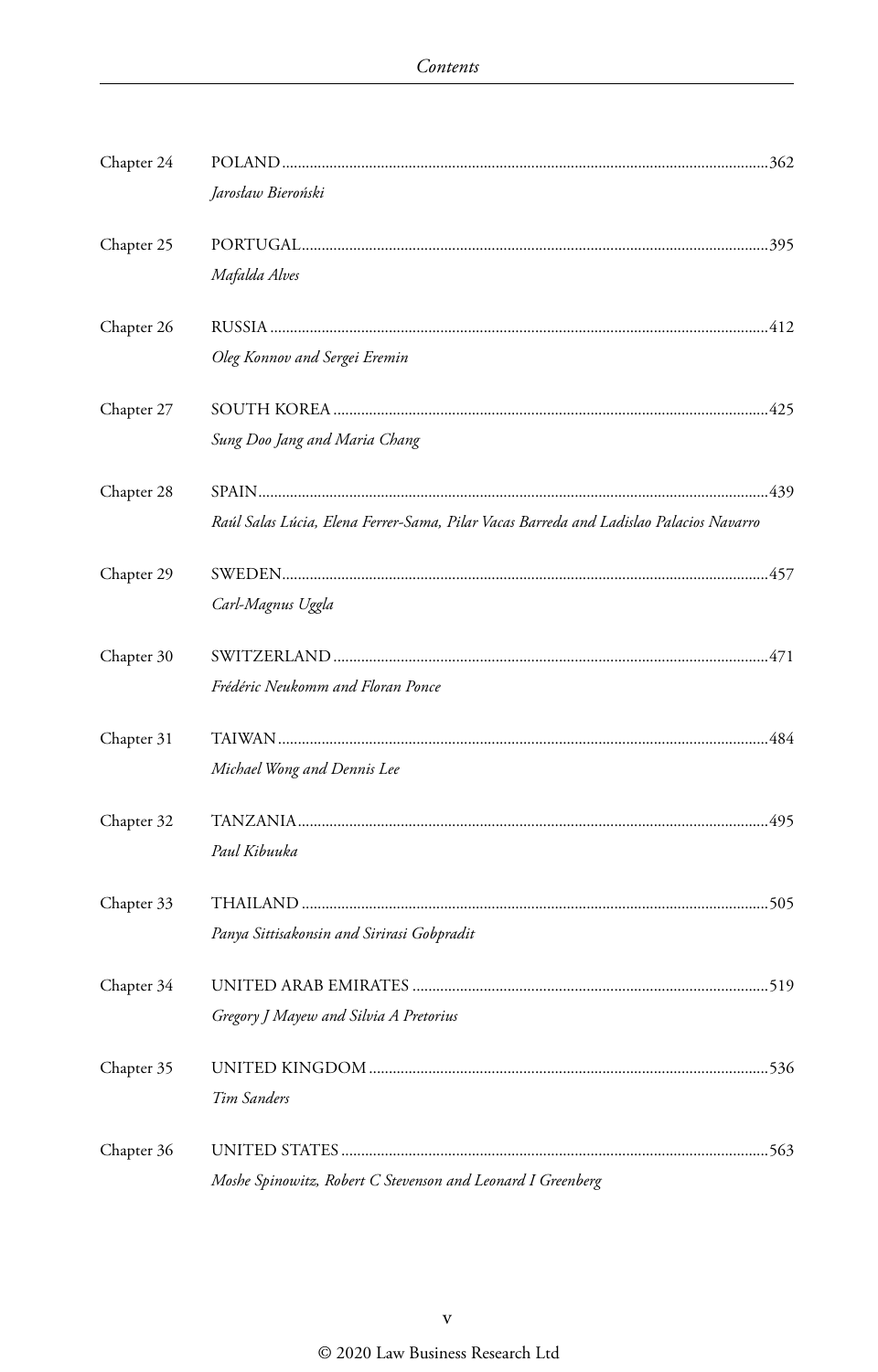| | | |
|---|---|---|
| Chapter 24 | POLAND *Jarosław Bieroński* | 362 |
| Chapter 25 | PORTUGAL *Mafalda Alves* | 395 |
| Chapter 26 | RUSSIA *Oleg Konnov and Sergei Eremin* | 412 |
| Chapter 27 | SOUTH KOREA *Sung Doo Jang and Maria Chang* | 425 |
| Chapter 28 | SPAIN *Raúl Salas Lúcia, Elena Ferrer-Sama, Pilar Vacas Barreda and Ladislao Palacios Navarro* | 439 |
| Chapter 29 | SWEDEN *Carl-Magnus Uggla* | 457 |
| Chapter 30 | SWITZERLAND *Frédéric Neukomm and Floran Ponce* | 471 |
| Chapter 31 | TAIWAN *Michael Wong and Dennis Lee* | 484 |
| Chapter 32 | TANZANIA *Paul Kibuuka* | 495 |
| Chapter 33 | THAILAND *Panya Sittisakonsin and Sirirasi Gobpradit* | 505 |
| Chapter 34 | UNITED ARAB EMIRATES *Gregory J Mayew and Silvia A Pretorius* | 519 |
| Chapter 35 | UNITED KINGDOM *Tim Sanders* | 536 |
| Chapter 36 | UNITED STATES *Moshe Spinowitz, Robert C Stevenson and Leonard I Greenberg* | 563 |

© 2020 Law Business Research Ltd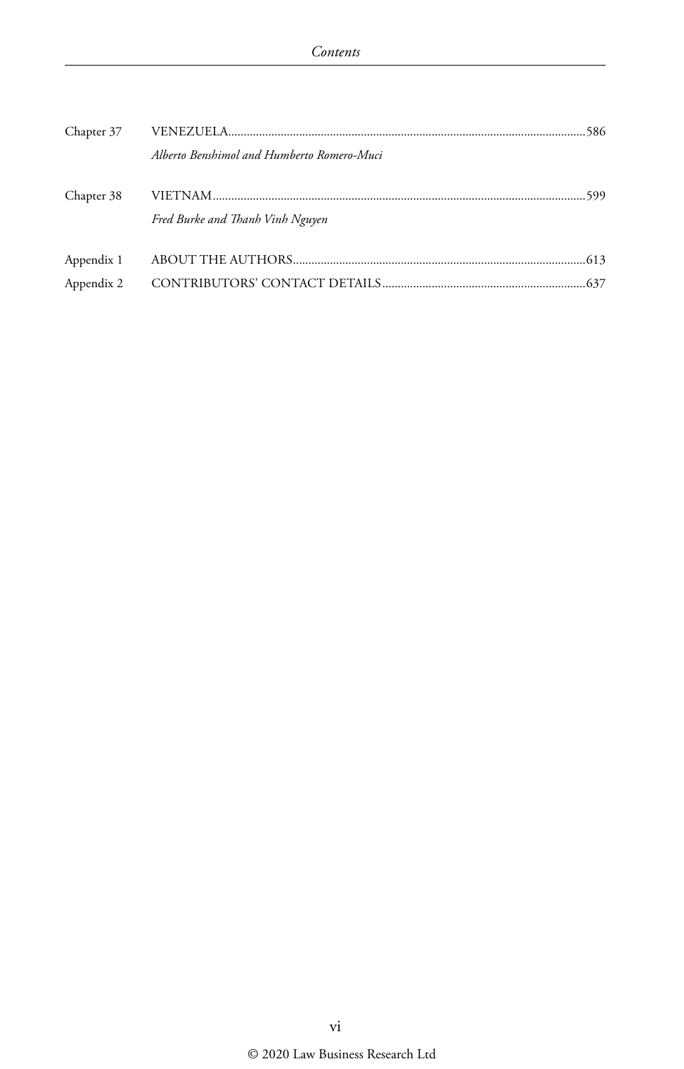Chapter 37 VENEZUELA......586

*Alberto Benshimol and Humberto Romero-Muci*

Chapter 38 VIETNAM......599

*Fred Burke and Thanh Vinh Nguyen*

Appendix 1 ABOUT THE AUTHORS......613

Appendix 2 CONTRIBUTORS' CONTACT DETAILS......637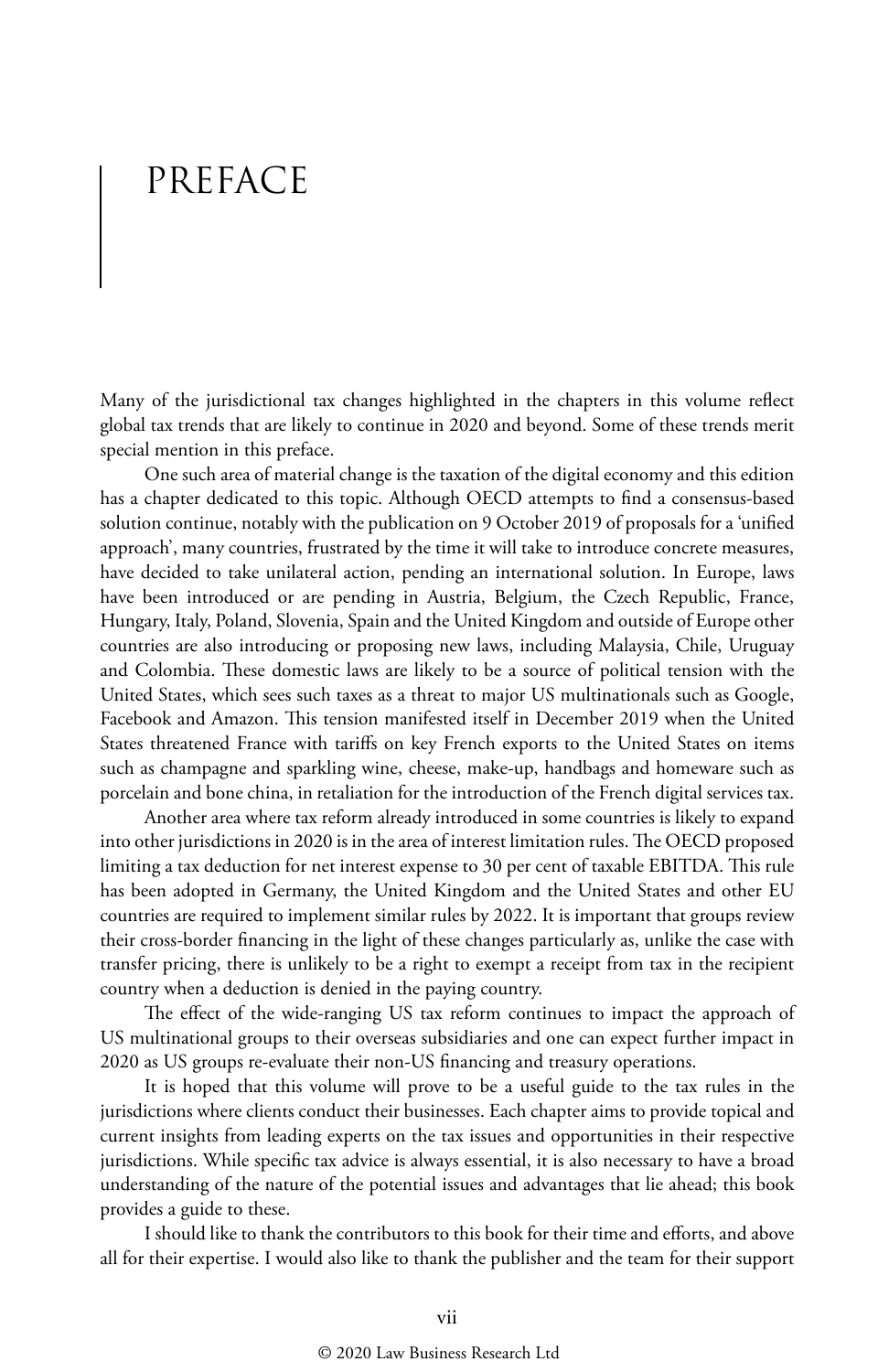# PREFACE

Many of the jurisdictional tax changes highlighted in the chapters in this volume reflect global tax trends that are likely to continue in 2020 and beyond. Some of these trends merit special mention in this preface.

One such area of material change is the taxation of the digital economy and this edition has a chapter dedicated to this topic. Although OECD attempts to find a consensus-based solution continue, notably with the publication on 9 October 2019 of proposals for a 'unified approach', many countries, frustrated by the time it will take to introduce concrete measures, have decided to take unilateral action, pending an international solution. In Europe, laws have been introduced or are pending in Austria, Belgium, the Czech Republic, France, Hungary, Italy, Poland, Slovenia, Spain and the United Kingdom and outside of Europe other countries are also introducing or proposing new laws, including Malaysia, Chile, Uruguay and Colombia. These domestic laws are likely to be a source of political tension with the United States, which sees such taxes as a threat to major US multinationals such as Google, Facebook and Amazon. This tension manifested itself in December 2019 when the United States threatened France with tariffs on key French exports to the United States on items such as champagne and sparkling wine, cheese, make-up, handbags and homeware such as porcelain and bone china, in retaliation for the introduction of the French digital services tax.

Another area where tax reform already introduced in some countries is likely to expand into other jurisdictions in 2020 is in the area of interest limitation rules. The OECD proposed limiting a tax deduction for net interest expense to 30 per cent of taxable EBITDA. This rule has been adopted in Germany, the United Kingdom and the United States and other EU countries are required to implement similar rules by 2022. It is important that groups review their cross-border financing in the light of these changes particularly as, unlike the case with transfer pricing, there is unlikely to be a right to exempt a receipt from tax in the recipient country when a deduction is denied in the paying country.

The effect of the wide-ranging US tax reform continues to impact the approach of US multinational groups to their overseas subsidiaries and one can expect further impact in 2020 as US groups re-evaluate their non-US financing and treasury operations.

It is hoped that this volume will prove to be a useful guide to the tax rules in the jurisdictions where clients conduct their businesses. Each chapter aims to provide topical and current insights from leading experts on the tax issues and opportunities in their respective jurisdictions. While specific tax advice is always essential, it is also necessary to have a broad understanding of the nature of the potential issues and advantages that lie ahead; this book provides a guide to these.

I should like to thank the contributors to this book for their time and efforts, and above all for their expertise. I would also like to thank the publisher and the team for their support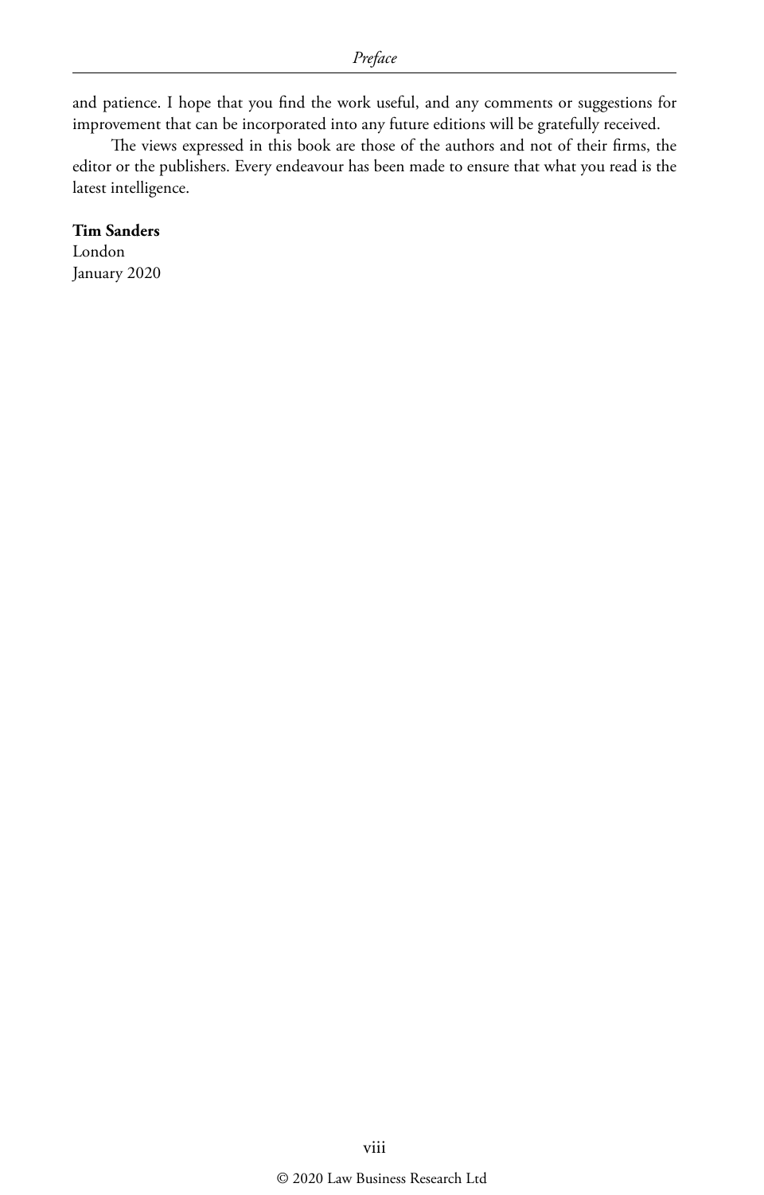and patience. I hope that you find the work useful, and any comments or suggestions for improvement that can be incorporated into any future editions will be gratefully received.

The views expressed in this book are those of the authors and not of their firms, the editor or the publishers. Every endeavour has been made to ensure that what you read is the latest intelligence.

**Tim Sanders**
London
January 2020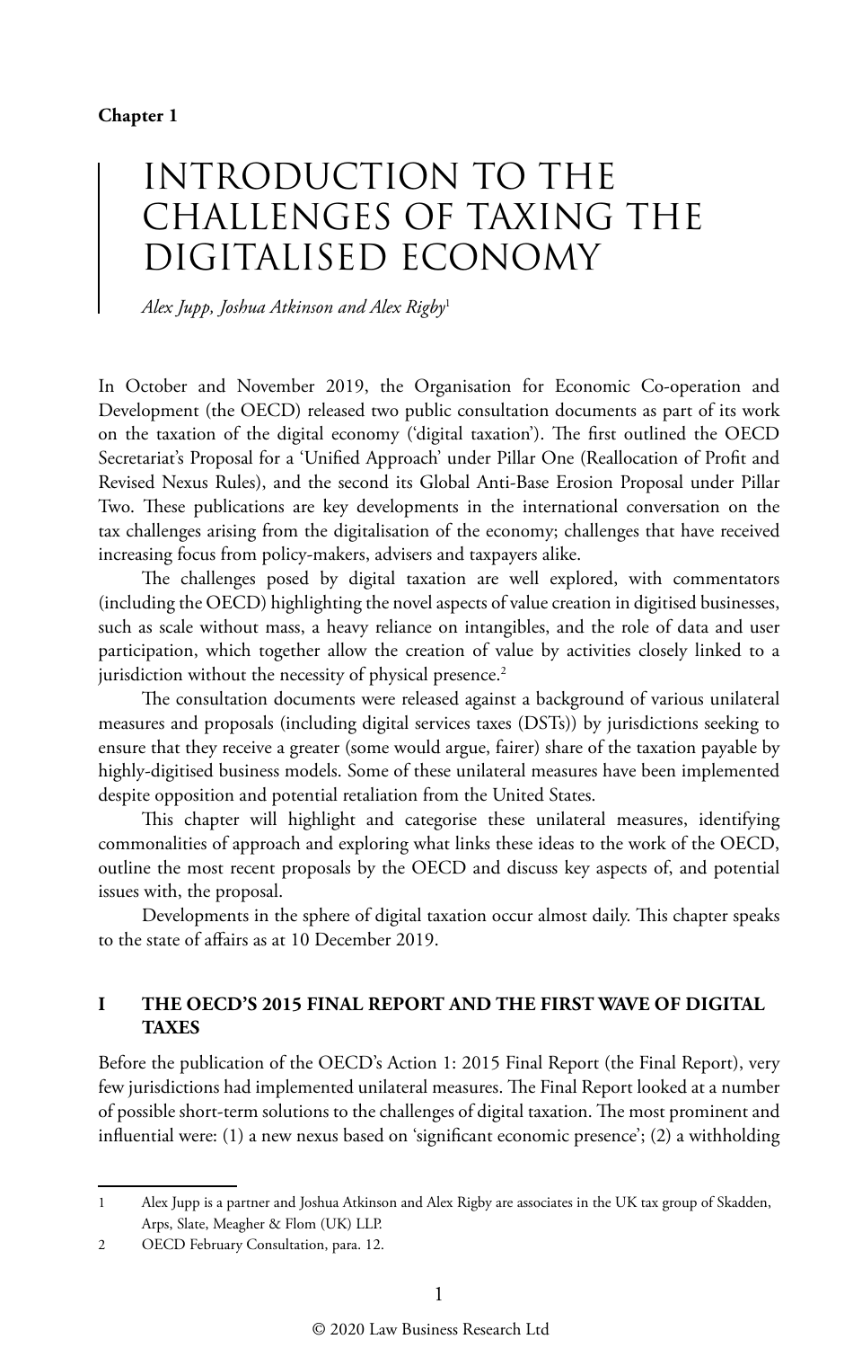**Chapter 1**

# INTRODUCTION TO THE CHALLENGES OF TAXING THE DIGITALISED ECONOMY

*Alex Jupp, Joshua Atkinson and Alex Rigby*[1]

In October and November 2019, the Organisation for Economic Co-operation and Development (the OECD) released two public consultation documents as part of its work on the taxation of the digital economy ('digital taxation'). The first outlined the OECD Secretariat's Proposal for a 'Unified Approach' under Pillar One (Reallocation of Profit and Revised Nexus Rules), and the second its Global Anti-Base Erosion Proposal under Pillar Two. These publications are key developments in the international conversation on the tax challenges arising from the digitalisation of the economy; challenges that have received increasing focus from policy-makers, advisers and taxpayers alike.

The challenges posed by digital taxation are well explored, with commentators (including the OECD) highlighting the novel aspects of value creation in digitised businesses, such as scale without mass, a heavy reliance on intangibles, and the role of data and user participation, which together allow the creation of value by activities closely linked to a jurisdiction without the necessity of physical presence.[2]

The consultation documents were released against a background of various unilateral measures and proposals (including digital services taxes (DSTs)) by jurisdictions seeking to ensure that they receive a greater (some would argue, fairer) share of the taxation payable by highly-digitised business models. Some of these unilateral measures have been implemented despite opposition and potential retaliation from the United States.

This chapter will highlight and categorise these unilateral measures, identifying commonalities of approach and exploring what links these ideas to the work of the OECD, outline the most recent proposals by the OECD and discuss key aspects of, and potential issues with, the proposal.

Developments in the sphere of digital taxation occur almost daily. This chapter speaks to the state of affairs as at 10 December 2019.

## I THE OECD'S 2015 FINAL REPORT AND THE FIRST WAVE OF DIGITAL TAXES

Before the publication of the OECD's Action 1: 2015 Final Report (the Final Report), very few jurisdictions had implemented unilateral measures. The Final Report looked at a number of possible short-term solutions to the challenges of digital taxation. The most prominent and influential were: (1) a new nexus based on 'significant economic presence'; (2) a withholding

---

1 Alex Jupp is a partner and Joshua Atkinson and Alex Rigby are associates in the UK tax group of Skadden, Arps, Slate, Meagher & Flom (UK) LLP.

2 OECD February Consultation, para. 12.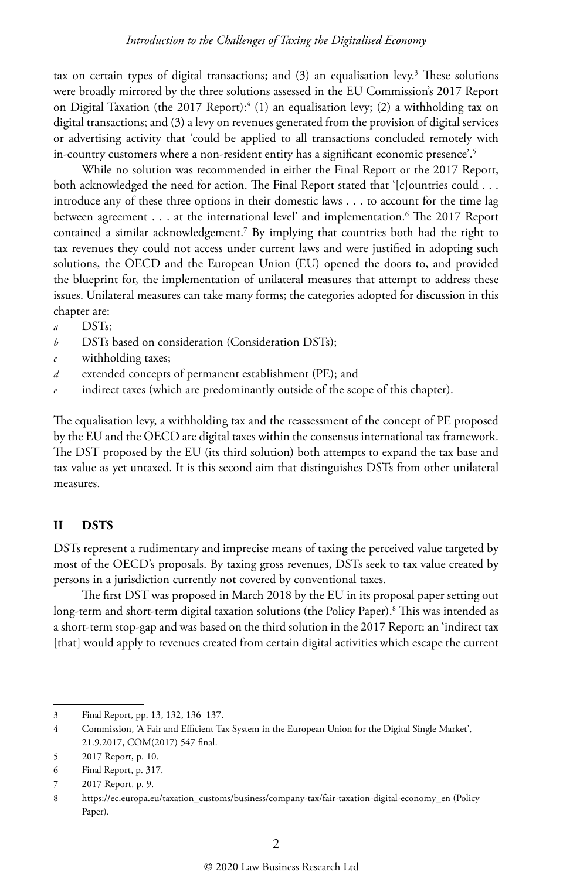tax on certain types of digital transactions; and (3) an equalisation levy.[3] These solutions were broadly mirrored by the three solutions assessed in the EU Commission's 2017 Report on Digital Taxation (the 2017 Report):[4] (1) an equalisation levy; (2) a withholding tax on digital transactions; and (3) a levy on revenues generated from the provision of digital services or advertising activity that 'could be applied to all transactions concluded remotely with in-country customers where a non-resident entity has a significant economic presence'.[5]

While no solution was recommended in either the Final Report or the 2017 Report, both acknowledged the need for action. The Final Report stated that '[c]ountries could . . . introduce any of these three options in their domestic laws . . . to account for the time lag between agreement . . . at the international level' and implementation.[6] The 2017 Report contained a similar acknowledgement.[7] By implying that countries both had the right to tax revenues they could not access under current laws and were justified in adopting such solutions, the OECD and the European Union (EU) opened the doors to, and provided the blueprint for, the implementation of unilateral measures that attempt to address these issues. Unilateral measures can take many forms; the categories adopted for discussion in this chapter are:

- *a* DSTs;
- *b* DSTs based on consideration (Consideration DSTs);
- *c* withholding taxes;
- *d* extended concepts of permanent establishment (PE); and
- *e* indirect taxes (which are predominantly outside of the scope of this chapter).

The equalisation levy, a withholding tax and the reassessment of the concept of PE proposed by the EU and the OECD are digital taxes within the consensus international tax framework. The DST proposed by the EU (its third solution) both attempts to expand the tax base and tax value as yet untaxed. It is this second aim that distinguishes DSTs from other unilateral measures.

## II DSTS

DSTs represent a rudimentary and imprecise means of taxing the perceived value targeted by most of the OECD's proposals. By taxing gross revenues, DSTs seek to tax value created by persons in a jurisdiction currently not covered by conventional taxes.

The first DST was proposed in March 2018 by the EU in its proposal paper setting out long-term and short-term digital taxation solutions (the Policy Paper).[8] This was intended as a short-term stop-gap and was based on the third solution in the 2017 Report: an 'indirect tax [that] would apply to revenues created from certain digital activities which escape the current

---

3 Final Report, pp. 13, 132, 136–137.

4 Commission, 'A Fair and Efficient Tax System in the European Union for the Digital Single Market', 21.9.2017, COM(2017) 547 final.

5 2017 Report, p. 10.

6 Final Report, p. 317.

7 2017 Report, p. 9.

8 https://ec.europa.eu/taxation_customs/business/company-tax/fair-taxation-digital-economy_en (Policy Paper).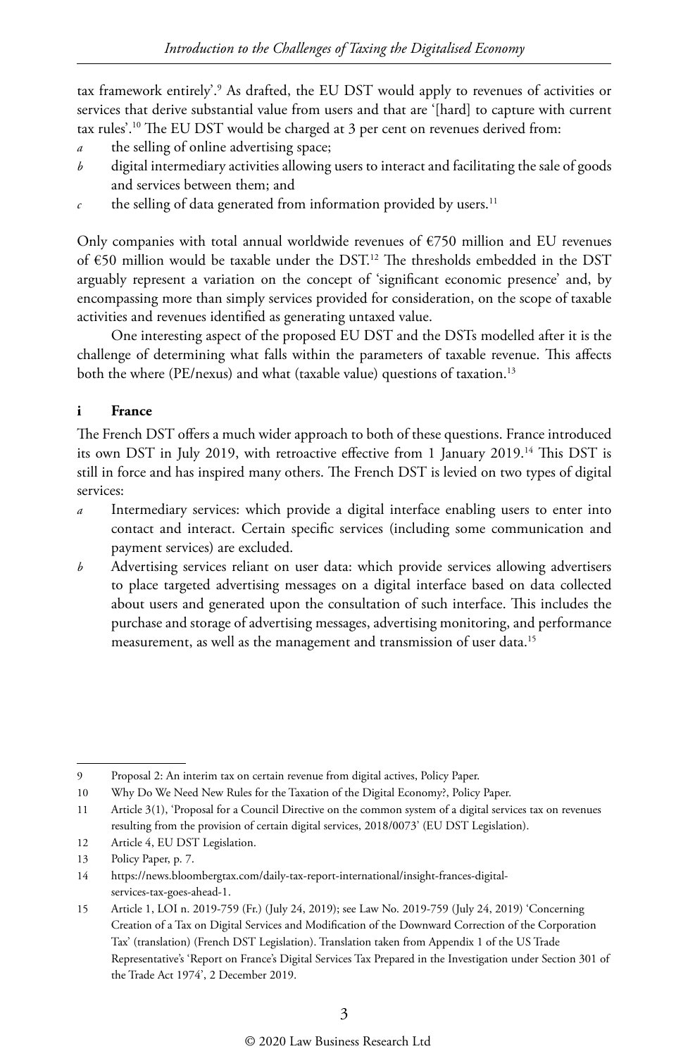tax framework entirely'.[9] As drafted, the EU DST would apply to revenues of activities or services that derive substantial value from users and that are '[hard] to capture with current tax rules'.[10] The EU DST would be charged at 3 per cent on revenues derived from:

*a* the selling of online advertising space;

*b* digital intermediary activities allowing users to interact and facilitating the sale of goods and services between them; and

*c* the selling of data generated from information provided by users.[11]

Only companies with total annual worldwide revenues of €750 million and EU revenues of €50 million would be taxable under the DST.[12] The thresholds embedded in the DST arguably represent a variation on the concept of 'significant economic presence' and, by encompassing more than simply services provided for consideration, on the scope of taxable activities and revenues identified as generating untaxed value.

One interesting aspect of the proposed EU DST and the DSTs modelled after it is the challenge of determining what falls within the parameters of taxable revenue. This affects both the where (PE/nexus) and what (taxable value) questions of taxation.[13]

### i France

The French DST offers a much wider approach to both of these questions. France introduced its own DST in July 2019, with retroactive effective from 1 January 2019.[14] This DST is still in force and has inspired many others. The French DST is levied on two types of digital services:

*a* Intermediary services: which provide a digital interface enabling users to enter into contact and interact. Certain specific services (including some communication and payment services) are excluded.

*b* Advertising services reliant on user data: which provide services allowing advertisers to place targeted advertising messages on a digital interface based on data collected about users and generated upon the consultation of such interface. This includes the purchase and storage of advertising messages, advertising monitoring, and performance measurement, as well as the management and transmission of user data.[15]

---

9 Proposal 2: An interim tax on certain revenue from digital actives, Policy Paper.

10 Why Do We Need New Rules for the Taxation of the Digital Economy?, Policy Paper.

11 Article 3(1), 'Proposal for a Council Directive on the common system of a digital services tax on revenues resulting from the provision of certain digital services, 2018/0073' (EU DST Legislation).

12 Article 4, EU DST Legislation.

13 Policy Paper, p. 7.

14 https://news.bloombergtax.com/daily-tax-report-international/insight-frances-digital-services-tax-goes-ahead-1.

15 Article 1, LOI n. 2019-759 (Fr.) (July 24, 2019); see Law No. 2019-759 (July 24, 2019) 'Concerning Creation of a Tax on Digital Services and Modification of the Downward Correction of the Corporation Tax' (translation) (French DST Legislation). Translation taken from Appendix 1 of the US Trade Representative's 'Report on France's Digital Services Tax Prepared in the Investigation under Section 301 of the Trade Act 1974', 2 December 2019.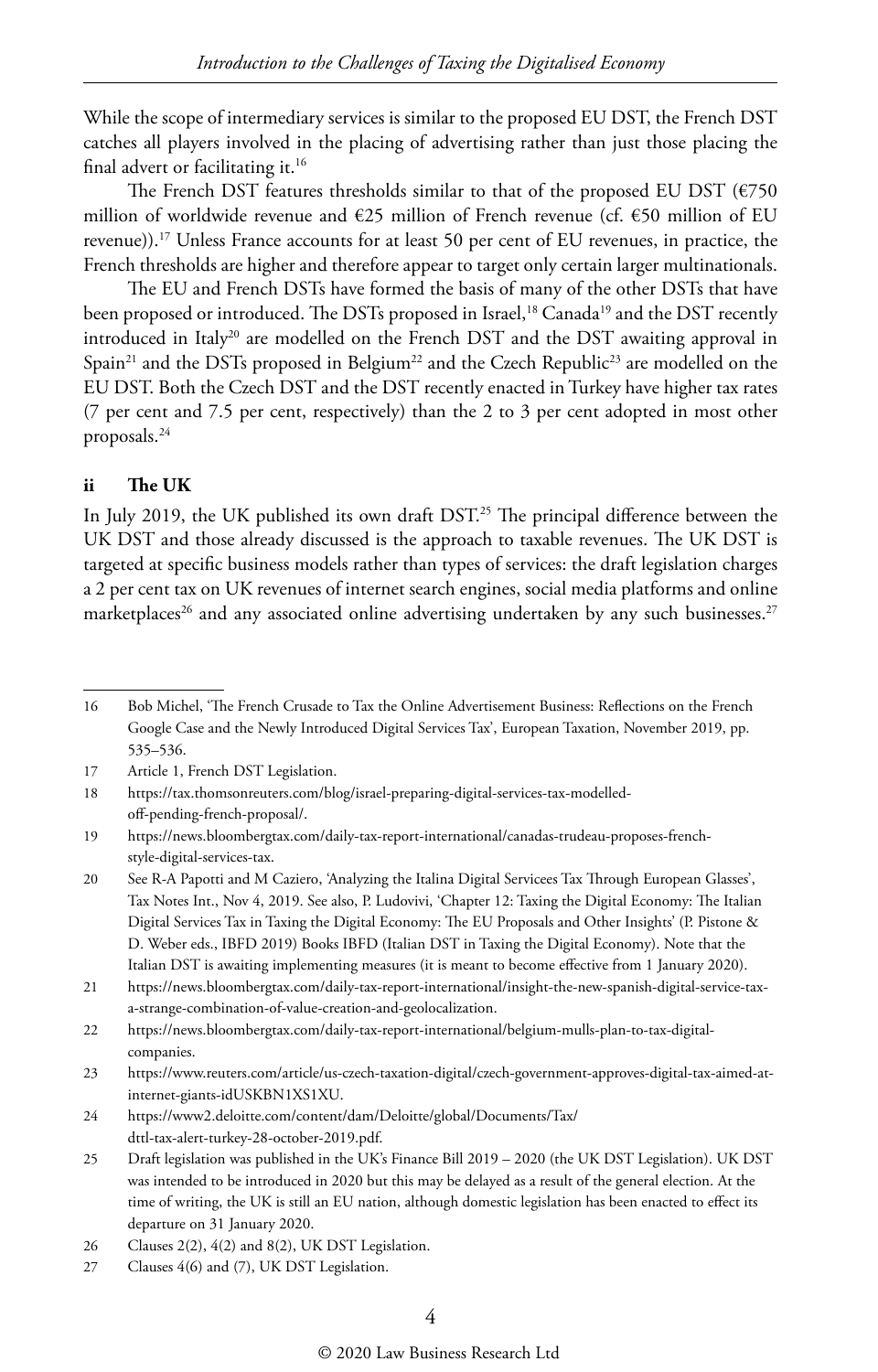While the scope of intermediary services is similar to the proposed EU DST, the French DST catches all players involved in the placing of advertising rather than just those placing the final advert or facilitating it.[16]

The French DST features thresholds similar to that of the proposed EU DST (€750 million of worldwide revenue and €25 million of French revenue (cf. €50 million of EU revenue)).[17] Unless France accounts for at least 50 per cent of EU revenues, in practice, the French thresholds are higher and therefore appear to target only certain larger multinationals.

The EU and French DSTs have formed the basis of many of the other DSTs that have been proposed or introduced. The DSTs proposed in Israel,[18] Canada[19] and the DST recently introduced in Italy[20] are modelled on the French DST and the DST awaiting approval in Spain[21] and the DSTs proposed in Belgium[22] and the Czech Republic[23] are modelled on the EU DST. Both the Czech DST and the DST recently enacted in Turkey have higher tax rates (7 per cent and 7.5 per cent, respectively) than the 2 to 3 per cent adopted in most other proposals.[24]

### ii The UK

In July 2019, the UK published its own draft DST.[25] The principal difference between the UK DST and those already discussed is the approach to taxable revenues. The UK DST is targeted at specific business models rather than types of services: the draft legislation charges a 2 per cent tax on UK revenues of internet search engines, social media platforms and online marketplaces[26] and any associated online advertising undertaken by any such businesses.[27]

---

16 Bob Michel, 'The French Crusade to Tax the Online Advertisement Business: Reflections on the French Google Case and the Newly Introduced Digital Services Tax', European Taxation, November 2019, pp. 535–536.

17 Article 1, French DST Legislation.

18 https://tax.thomsonreuters.com/blog/israel-preparing-digital-services-tax-modelled-off-pending-french-proposal/.

19 https://news.bloombergtax.com/daily-tax-report-international/canadas-trudeau-proposes-french-style-digital-services-tax.

20 See R-A Papotti and M Caziero, 'Analyzing the Italina Digital Servicees Tax Through European Glasses', Tax Notes Int., Nov 4, 2019. See also, P. Ludovivi, 'Chapter 12: Taxing the Digital Economy: The Italian Digital Services Tax in Taxing the Digital Economy: The EU Proposals and Other Insights' (P. Pistone & D. Weber eds., IBFD 2019) Books IBFD (Italian DST in Taxing the Digital Economy). Note that the Italian DST is awaiting implementing measures (it is meant to become effective from 1 January 2020).

21 https://news.bloombergtax.com/daily-tax-report-international/insight-the-new-spanish-digital-service-tax-a-strange-combination-of-value-creation-and-geolocalization.

22 https://news.bloombergtax.com/daily-tax-report-international/belgium-mulls-plan-to-tax-digital-companies.

23 https://www.reuters.com/article/us-czech-taxation-digital/czech-government-approves-digital-tax-aimed-at-internet-giants-idUSKBN1XS1XU.

24 https://www2.deloitte.com/content/dam/Deloitte/global/Documents/Tax/dttl-tax-alert-turkey-28-october-2019.pdf.

25 Draft legislation was published in the UK's Finance Bill 2019 – 2020 (the UK DST Legislation). UK DST was intended to be introduced in 2020 but this may be delayed as a result of the general election. At the time of writing, the UK is still an EU nation, although domestic legislation has been enacted to effect its departure on 31 January 2020.

26 Clauses 2(2), 4(2) and 8(2), UK DST Legislation.

27 Clauses 4(6) and (7), UK DST Legislation.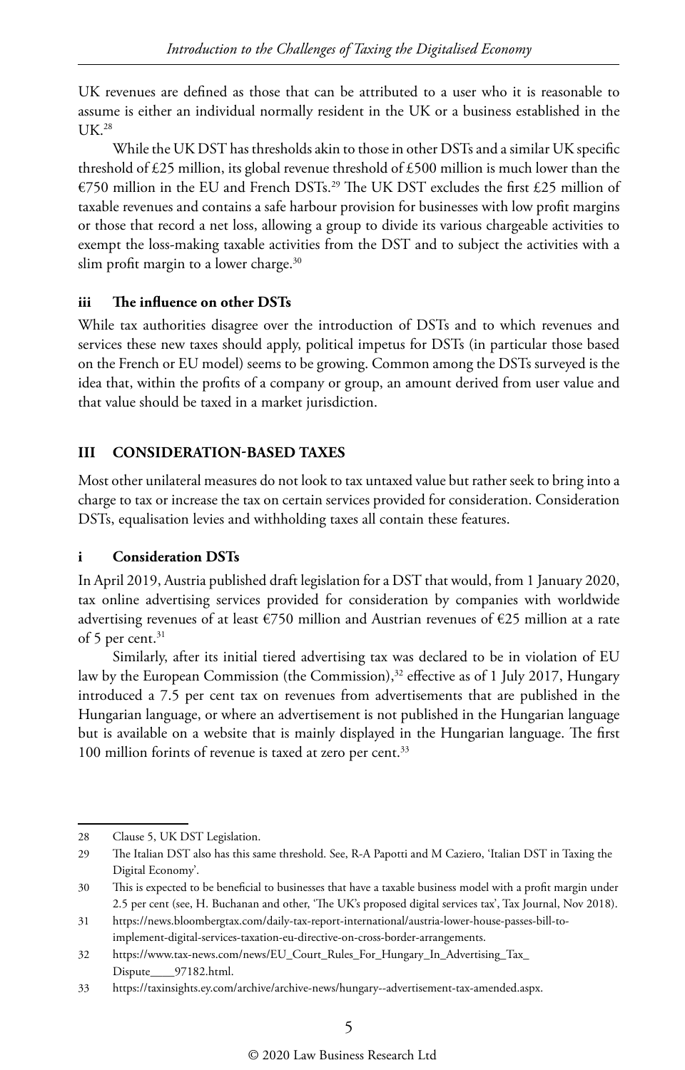UK revenues are defined as those that can be attributed to a user who it is reasonable to assume is either an individual normally resident in the UK or a business established in the UK.[28]

While the UK DST has thresholds akin to those in other DSTs and a similar UK specific threshold of £25 million, its global revenue threshold of £500 million is much lower than the €750 million in the EU and French DSTs.[29] The UK DST excludes the first £25 million of taxable revenues and contains a safe harbour provision for businesses with low profit margins or those that record a net loss, allowing a group to divide its various chargeable activities to exempt the loss-making taxable activities from the DST and to subject the activities with a slim profit margin to a lower charge.[30]

#### iii The influence on other DSTs

While tax authorities disagree over the introduction of DSTs and to which revenues and services these new taxes should apply, political impetus for DSTs (in particular those based on the French or EU model) seems to be growing. Common among the DSTs surveyed is the idea that, within the profits of a company or group, an amount derived from user value and that value should be taxed in a market jurisdiction.

## III CONSIDERATION-BASED TAXES

Most other unilateral measures do not look to tax untaxed value but rather seek to bring into a charge to tax or increase the tax on certain services provided for consideration. Consideration DSTs, equalisation levies and withholding taxes all contain these features.

#### i Consideration DSTs

In April 2019, Austria published draft legislation for a DST that would, from 1 January 2020, tax online advertising services provided for consideration by companies with worldwide advertising revenues of at least €750 million and Austrian revenues of €25 million at a rate of 5 per cent.[31]

Similarly, after its initial tiered advertising tax was declared to be in violation of EU law by the European Commission (the Commission),[32] effective as of 1 July 2017, Hungary introduced a 7.5 per cent tax on revenues from advertisements that are published in the Hungarian language, or where an advertisement is not published in the Hungarian language but is available on a website that is mainly displayed in the Hungarian language. The first 100 million forints of revenue is taxed at zero per cent.[33]

---

28 Clause 5, UK DST Legislation.

29 The Italian DST also has this same threshold. See, R-A Papotti and M Caziero, 'Italian DST in Taxing the Digital Economy'.

30 This is expected to be beneficial to businesses that have a taxable business model with a profit margin under 2.5 per cent (see, H. Buchanan and other, 'The UK's proposed digital services tax', Tax Journal, Nov 2018).

31 https://news.bloombergtax.com/daily-tax-report-international/austria-lower-house-passes-bill-to-implement-digital-services-taxation-eu-directive-on-cross-border-arrangements.

32 https://www.tax-news.com/news/EU_Court_Rules_For_Hungary_In_Advertising_Tax_Dispute____97182.html.

33 https://taxinsights.ey.com/archive/archive-news/hungary--advertisement-tax-amended.aspx.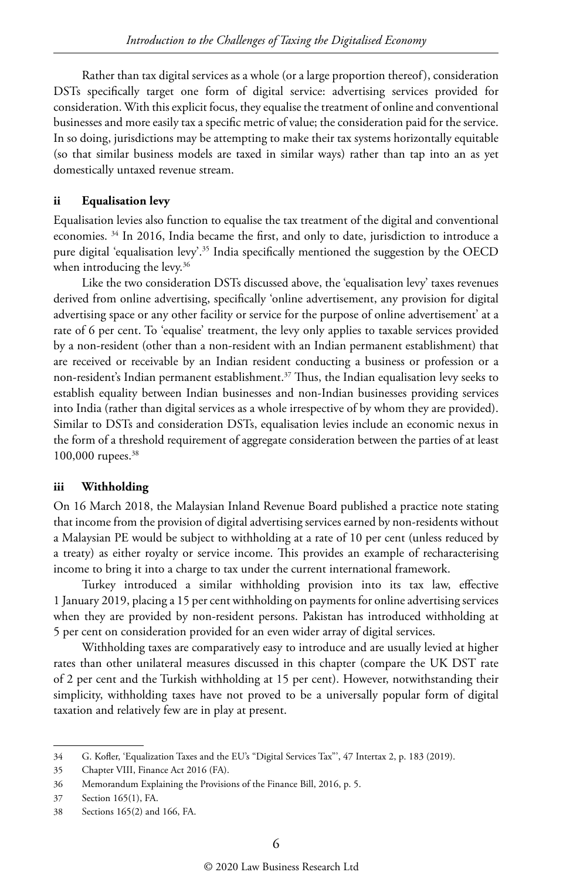Rather than tax digital services as a whole (or a large proportion thereof), consideration DSTs specifically target one form of digital service: advertising services provided for consideration. With this explicit focus, they equalise the treatment of online and conventional businesses and more easily tax a specific metric of value; the consideration paid for the service. In so doing, jurisdictions may be attempting to make their tax systems horizontally equitable (so that similar business models are taxed in similar ways) rather than tap into an as yet domestically untaxed revenue stream.

### ii Equalisation levy

Equalisation levies also function to equalise the tax treatment of the digital and conventional economies. [34] In 2016, India became the first, and only to date, jurisdiction to introduce a pure digital 'equalisation levy'.[35] India specifically mentioned the suggestion by the OECD when introducing the levy.[36]

Like the two consideration DSTs discussed above, the 'equalisation levy' taxes revenues derived from online advertising, specifically 'online advertisement, any provision for digital advertising space or any other facility or service for the purpose of online advertisement' at a rate of 6 per cent. To 'equalise' treatment, the levy only applies to taxable services provided by a non-resident (other than a non-resident with an Indian permanent establishment) that are received or receivable by an Indian resident conducting a business or profession or a non-resident's Indian permanent establishment.[37] Thus, the Indian equalisation levy seeks to establish equality between Indian businesses and non-Indian businesses providing services into India (rather than digital services as a whole irrespective of by whom they are provided). Similar to DSTs and consideration DSTs, equalisation levies include an economic nexus in the form of a threshold requirement of aggregate consideration between the parties of at least 100,000 rupees.[38]

### iii Withholding

On 16 March 2018, the Malaysian Inland Revenue Board published a practice note stating that income from the provision of digital advertising services earned by non-residents without a Malaysian PE would be subject to withholding at a rate of 10 per cent (unless reduced by a treaty) as either royalty or service income. This provides an example of recharacterising income to bring it into a charge to tax under the current international framework.

Turkey introduced a similar withholding provision into its tax law, effective 1 January 2019, placing a 15 per cent withholding on payments for online advertising services when they are provided by non-resident persons. Pakistan has introduced withholding at 5 per cent on consideration provided for an even wider array of digital services.

Withholding taxes are comparatively easy to introduce and are usually levied at higher rates than other unilateral measures discussed in this chapter (compare the UK DST rate of 2 per cent and the Turkish withholding at 15 per cent). However, notwithstanding their simplicity, withholding taxes have not proved to be a universally popular form of digital taxation and relatively few are in play at present.

---

34 G. Kofler, 'Equalization Taxes and the EU's "Digital Services Tax"', 47 Intertax 2, p. 183 (2019).

35 Chapter VIII, Finance Act 2016 (FA).

36 Memorandum Explaining the Provisions of the Finance Bill, 2016, p. 5.

37 Section 165(1), FA.

38 Sections 165(2) and 166, FA.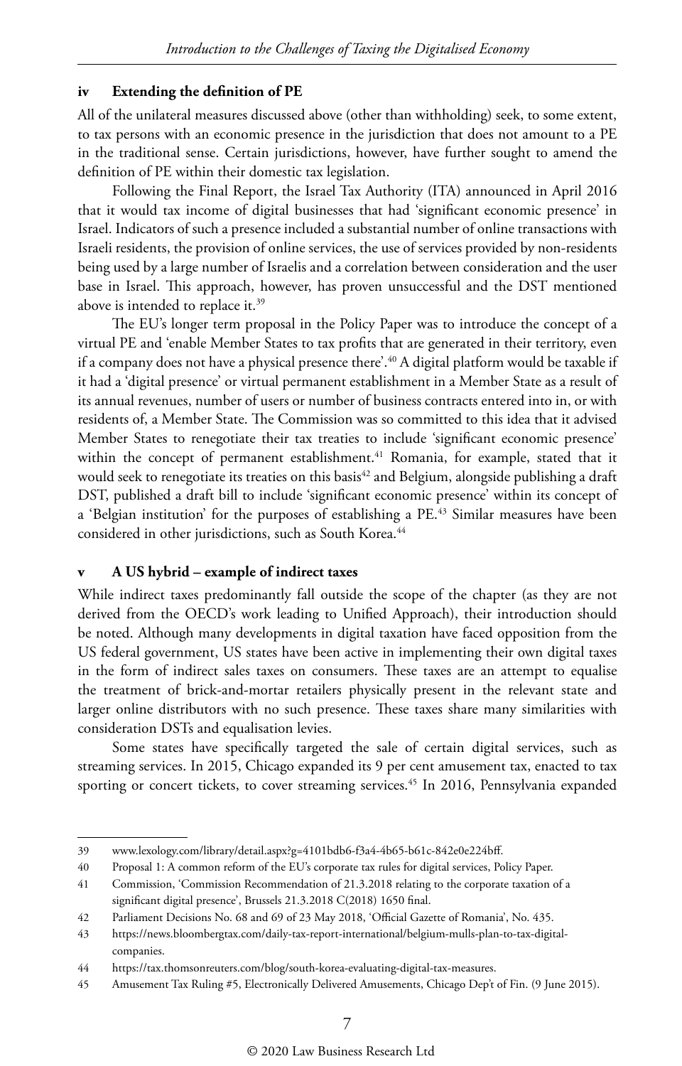### iv Extending the definition of PE

All of the unilateral measures discussed above (other than withholding) seek, to some extent, to tax persons with an economic presence in the jurisdiction that does not amount to a PE in the traditional sense. Certain jurisdictions, however, have further sought to amend the definition of PE within their domestic tax legislation.

Following the Final Report, the Israel Tax Authority (ITA) announced in April 2016 that it would tax income of digital businesses that had 'significant economic presence' in Israel. Indicators of such a presence included a substantial number of online transactions with Israeli residents, the provision of online services, the use of services provided by non-residents being used by a large number of Israelis and a correlation between consideration and the user base in Israel. This approach, however, has proven unsuccessful and the DST mentioned above is intended to replace it.[39]

The EU's longer term proposal in the Policy Paper was to introduce the concept of a virtual PE and 'enable Member States to tax profits that are generated in their territory, even if a company does not have a physical presence there'.[40] A digital platform would be taxable if it had a 'digital presence' or virtual permanent establishment in a Member State as a result of its annual revenues, number of users or number of business contracts entered into in, or with residents of, a Member State. The Commission was so committed to this idea that it advised Member States to renegotiate their tax treaties to include 'significant economic presence' within the concept of permanent establishment.[41] Romania, for example, stated that it would seek to renegotiate its treaties on this basis[42] and Belgium, alongside publishing a draft DST, published a draft bill to include 'significant economic presence' within its concept of a 'Belgian institution' for the purposes of establishing a PE.[43] Similar measures have been considered in other jurisdictions, such as South Korea.[44]

### v A US hybrid – example of indirect taxes

While indirect taxes predominantly fall outside the scope of the chapter (as they are not derived from the OECD's work leading to Unified Approach), their introduction should be noted. Although many developments in digital taxation have faced opposition from the US federal government, US states have been active in implementing their own digital taxes in the form of indirect sales taxes on consumers. These taxes are an attempt to equalise the treatment of brick-and-mortar retailers physically present in the relevant state and larger online distributors with no such presence. These taxes share many similarities with consideration DSTs and equalisation levies.

Some states have specifically targeted the sale of certain digital services, such as streaming services. In 2015, Chicago expanded its 9 per cent amusement tax, enacted to tax sporting or concert tickets, to cover streaming services.[45] In 2016, Pennsylvania expanded

---

39 www.lexology.com/library/detail.aspx?g=4101bdb6-f3a4-4b65-b61c-842e0e224bff.

40 Proposal 1: A common reform of the EU's corporate tax rules for digital services, Policy Paper.

41 Commission, 'Commission Recommendation of 21.3.2018 relating to the corporate taxation of a significant digital presence', Brussels 21.3.2018 C(2018) 1650 final.

42 Parliament Decisions No. 68 and 69 of 23 May 2018, 'Official Gazette of Romania', No. 435.

43 https://news.bloombergtax.com/daily-tax-report-international/belgium-mulls-plan-to-tax-digital-companies.

44 https://tax.thomsonreuters.com/blog/south-korea-evaluating-digital-tax-measures.

45 Amusement Tax Ruling #5, Electronically Delivered Amusements, Chicago Dep't of Fin. (9 June 2015).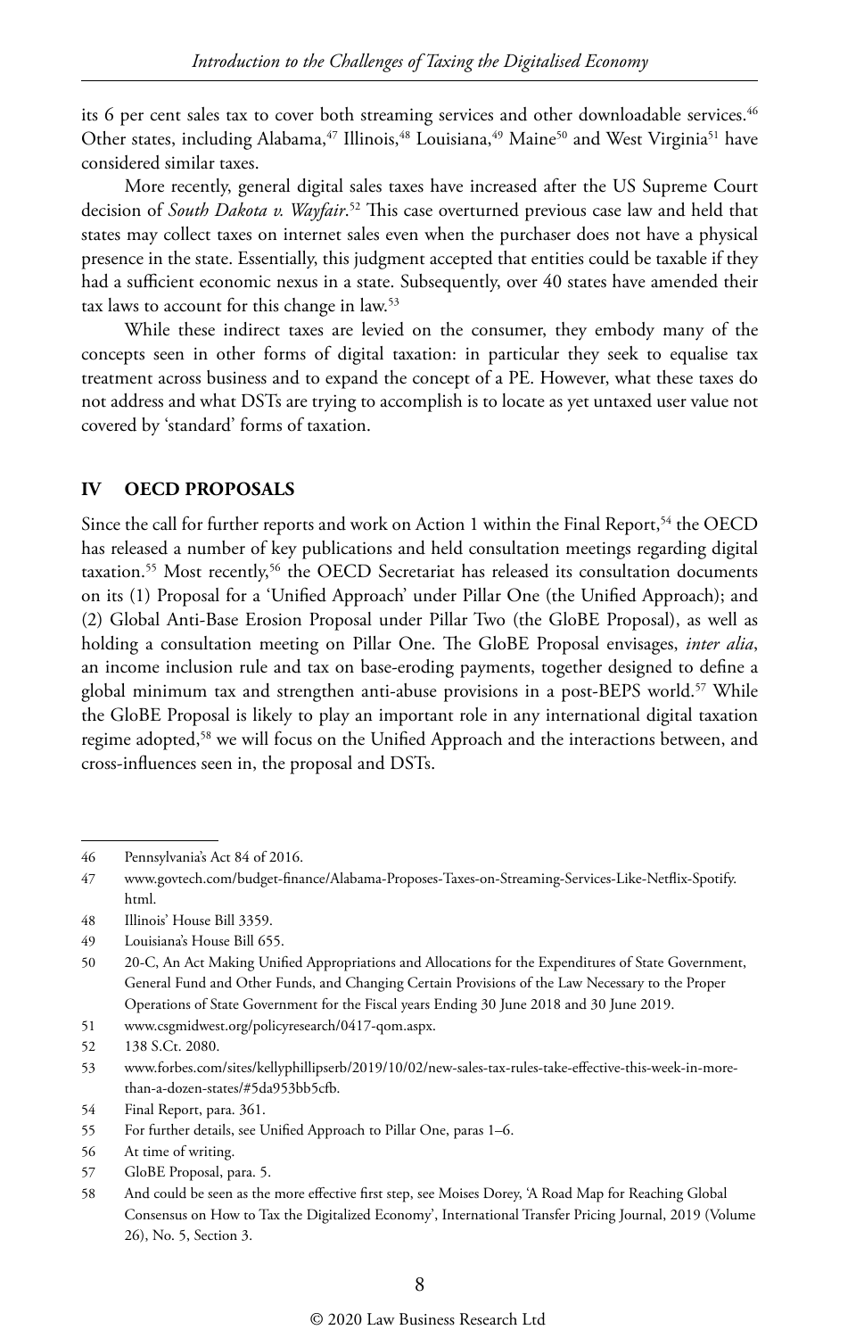its 6 per cent sales tax to cover both streaming services and other downloadable services.[46] Other states, including Alabama,[47] Illinois,[48] Louisiana,[49] Maine[50] and West Virginia[51] have considered similar taxes.

More recently, general digital sales taxes have increased after the US Supreme Court decision of *South Dakota v. Wayfair*.[52] This case overturned previous case law and held that states may collect taxes on internet sales even when the purchaser does not have a physical presence in the state. Essentially, this judgment accepted that entities could be taxable if they had a sufficient economic nexus in a state. Subsequently, over 40 states have amended their tax laws to account for this change in law.[53]

While these indirect taxes are levied on the consumer, they embody many of the concepts seen in other forms of digital taxation: in particular they seek to equalise tax treatment across business and to expand the concept of a PE. However, what these taxes do not address and what DSTs are trying to accomplish is to locate as yet untaxed user value not covered by 'standard' forms of taxation.

## IV OECD PROPOSALS

Since the call for further reports and work on Action 1 within the Final Report,[54] the OECD has released a number of key publications and held consultation meetings regarding digital taxation.[55] Most recently,[56] the OECD Secretariat has released its consultation documents on its (1) Proposal for a 'Unified Approach' under Pillar One (the Unified Approach); and (2) Global Anti-Base Erosion Proposal under Pillar Two (the GloBE Proposal), as well as holding a consultation meeting on Pillar One. The GloBE Proposal envisages, *inter alia*, an income inclusion rule and tax on base-eroding payments, together designed to define a global minimum tax and strengthen anti-abuse provisions in a post-BEPS world.[57] While the GloBE Proposal is likely to play an important role in any international digital taxation regime adopted,[58] we will focus on the Unified Approach and the interactions between, and cross-influences seen in, the proposal and DSTs.

---

46 Pennsylvania's Act 84 of 2016.

47 www.govtech.com/budget-finance/Alabama-Proposes-Taxes-on-Streaming-Services-Like-Netflix-Spotify.html.

48 Illinois' House Bill 3359.

49 Louisiana's House Bill 655.

50 20-C, An Act Making Unified Appropriations and Allocations for the Expenditures of State Government, General Fund and Other Funds, and Changing Certain Provisions of the Law Necessary to the Proper Operations of State Government for the Fiscal years Ending 30 June 2018 and 30 June 2019.

51 www.csgmidwest.org/policyresearch/0417-qom.aspx.

52 138 S.Ct. 2080.

53 www.forbes.com/sites/kellyphillipserb/2019/10/02/new-sales-tax-rules-take-effective-this-week-in-more-than-a-dozen-states/#5da953bb5cfb.

54 Final Report, para. 361.

55 For further details, see Unified Approach to Pillar One, paras 1–6.

56 At time of writing.

57 GloBE Proposal, para. 5.

58 And could be seen as the more effective first step, see Moises Dorey, 'A Road Map for Reaching Global Consensus on How to Tax the Digitalized Economy', International Transfer Pricing Journal, 2019 (Volume 26), No. 5, Section 3.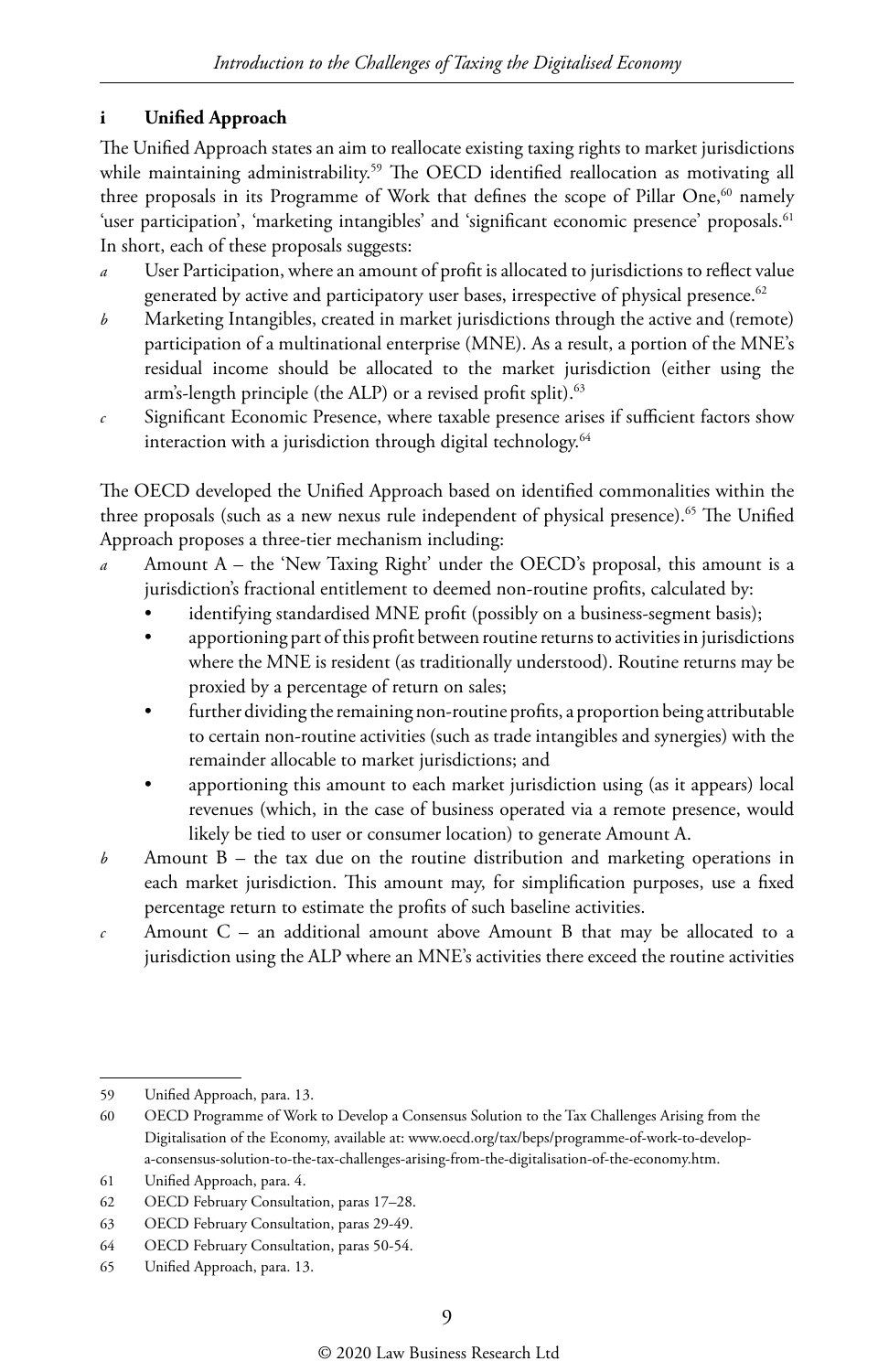### i Unified Approach

The Unified Approach states an aim to reallocate existing taxing rights to market jurisdictions while maintaining administrability.[59] The OECD identified reallocation as motivating all three proposals in its Programme of Work that defines the scope of Pillar One,[60] namely 'user participation', 'marketing intangibles' and 'significant economic presence' proposals.[61] In short, each of these proposals suggests:

*a* User Participation, where an amount of profit is allocated to jurisdictions to reflect value generated by active and participatory user bases, irrespective of physical presence.[62]

*b* Marketing Intangibles, created in market jurisdictions through the active and (remote) participation of a multinational enterprise (MNE). As a result, a portion of the MNE's residual income should be allocated to the market jurisdiction (either using the arm's-length principle (the ALP) or a revised profit split).[63]

*c* Significant Economic Presence, where taxable presence arises if sufficient factors show interaction with a jurisdiction through digital technology.[64]

The OECD developed the Unified Approach based on identified commonalities within the three proposals (such as a new nexus rule independent of physical presence).[65] The Unified Approach proposes a three-tier mechanism including:

*a* Amount A – the 'New Taxing Right' under the OECD's proposal, this amount is a jurisdiction's fractional entitlement to deemed non-routine profits, calculated by:
- identifying standardised MNE profit (possibly on a business-segment basis);
- apportioning part of this profit between routine returns to activities in jurisdictions where the MNE is resident (as traditionally understood). Routine returns may be proxied by a percentage of return on sales;
- further dividing the remaining non-routine profits, a proportion being attributable to certain non-routine activities (such as trade intangibles and synergies) with the remainder allocable to market jurisdictions; and
- apportioning this amount to each market jurisdiction using (as it appears) local revenues (which, in the case of business operated via a remote presence, would likely be tied to user or consumer location) to generate Amount A.

*b* Amount B – the tax due on the routine distribution and marketing operations in each market jurisdiction. This amount may, for simplification purposes, use a fixed percentage return to estimate the profits of such baseline activities.

*c* Amount C – an additional amount above Amount B that may be allocated to a jurisdiction using the ALP where an MNE's activities there exceed the routine activities

---

59 Unified Approach, para. 13.

60 OECD Programme of Work to Develop a Consensus Solution to the Tax Challenges Arising from the Digitalisation of the Economy, available at: www.oecd.org/tax/beps/programme-of-work-to-develop-a-consensus-solution-to-the-tax-challenges-arising-from-the-digitalisation-of-the-economy.htm.

61 Unified Approach, para. 4.

62 OECD February Consultation, paras 17–28.

63 OECD February Consultation, paras 29-49.

64 OECD February Consultation, paras 50-54.

65 Unified Approach, para. 13.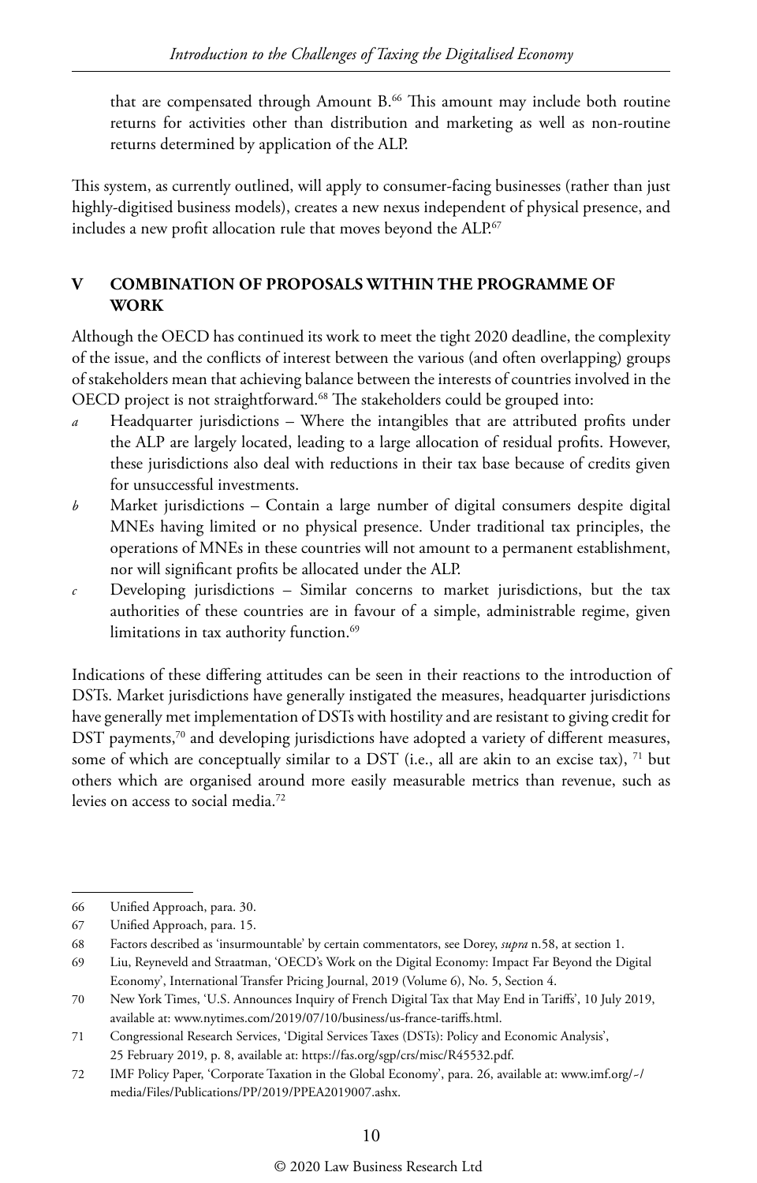that are compensated through Amount B.[66] This amount may include both routine returns for activities other than distribution and marketing as well as non-routine returns determined by application of the ALP.

This system, as currently outlined, will apply to consumer-facing businesses (rather than just highly-digitised business models), creates a new nexus independent of physical presence, and includes a new profit allocation rule that moves beyond the ALP.[67]

## V COMBINATION OF PROPOSALS WITHIN THE PROGRAMME OF WORK

Although the OECD has continued its work to meet the tight 2020 deadline, the complexity of the issue, and the conflicts of interest between the various (and often overlapping) groups of stakeholders mean that achieving balance between the interests of countries involved in the OECD project is not straightforward.[68] The stakeholders could be grouped into:

*a* Headquarter jurisdictions – Where the intangibles that are attributed profits under the ALP are largely located, leading to a large allocation of residual profits. However, these jurisdictions also deal with reductions in their tax base because of credits given for unsuccessful investments.

*b* Market jurisdictions – Contain a large number of digital consumers despite digital MNEs having limited or no physical presence. Under traditional tax principles, the operations of MNEs in these countries will not amount to a permanent establishment, nor will significant profits be allocated under the ALP.

*c* Developing jurisdictions – Similar concerns to market jurisdictions, but the tax authorities of these countries are in favour of a simple, administrable regime, given limitations in tax authority function.[69]

Indications of these differing attitudes can be seen in their reactions to the introduction of DSTs. Market jurisdictions have generally instigated the measures, headquarter jurisdictions have generally met implementation of DSTs with hostility and are resistant to giving credit for DST payments,[70] and developing jurisdictions have adopted a variety of different measures, some of which are conceptually similar to a DST (i.e., all are akin to an excise tax), [71] but others which are organised around more easily measurable metrics than revenue, such as levies on access to social media.[72]

---

66 Unified Approach, para. 30.

67 Unified Approach, para. 15.

68 Factors described as 'insurmountable' by certain commentators, see Dorey, *supra* n.58, at section 1.

69 Liu, Reyneveld and Straatman, 'OECD's Work on the Digital Economy: Impact Far Beyond the Digital Economy', International Transfer Pricing Journal, 2019 (Volume 6), No. 5, Section 4.

70 New York Times, 'U.S. Announces Inquiry of French Digital Tax that May End in Tariffs', 10 July 2019, available at: www.nytimes.com/2019/07/10/business/us-france-tariffs.html.

71 Congressional Research Services, 'Digital Services Taxes (DSTs): Policy and Economic Analysis', 25 February 2019, p. 8, available at: https://fas.org/sgp/crs/misc/R45532.pdf.

72 IMF Policy Paper, 'Corporate Taxation in the Global Economy', para. 26, available at: www.imf.org/~/media/Files/Publications/PP/2019/PPEA2019007.ashx.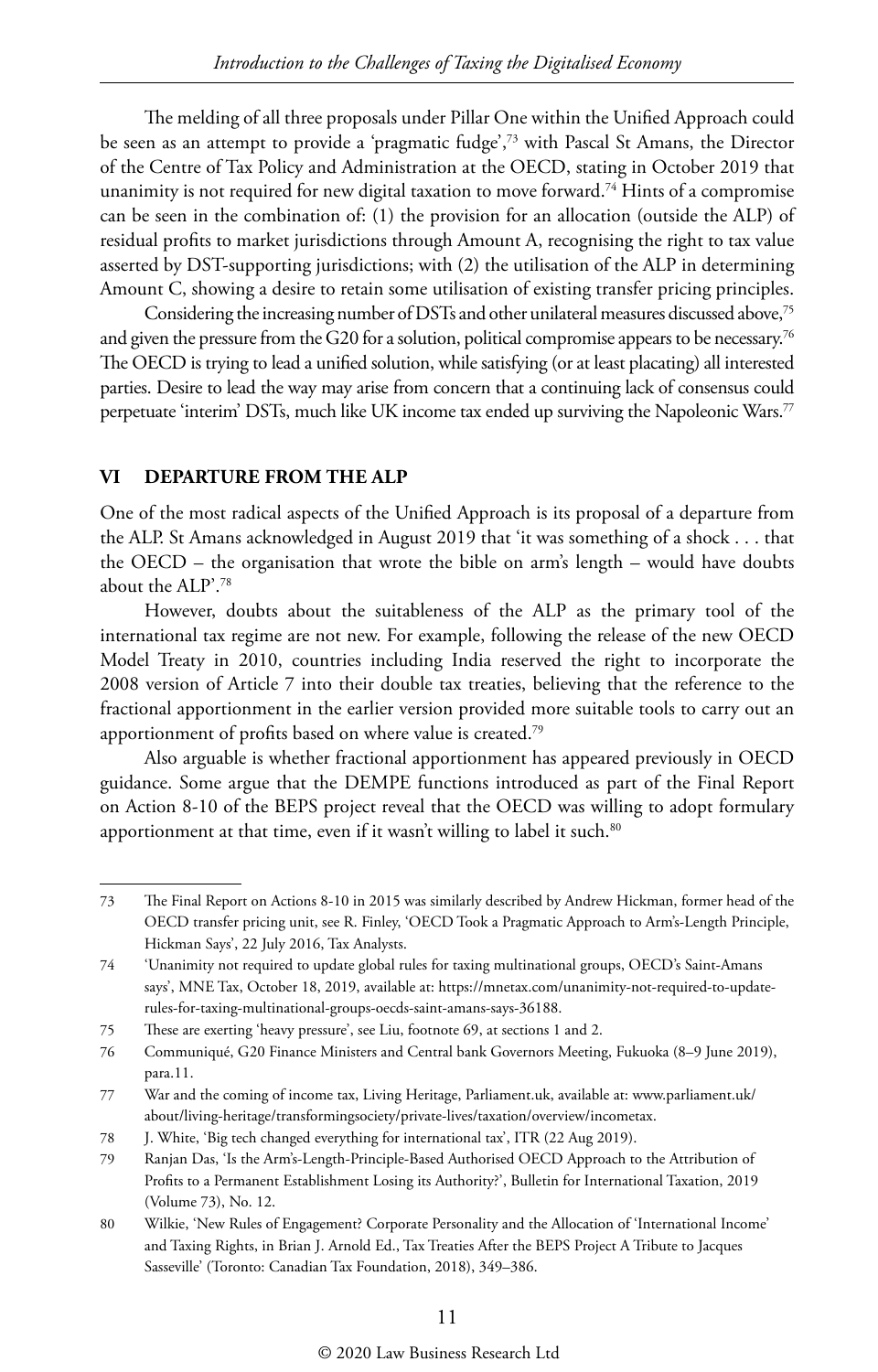The melding of all three proposals under Pillar One within the Unified Approach could be seen as an attempt to provide a 'pragmatic fudge',[73] with Pascal St Amans, the Director of the Centre of Tax Policy and Administration at the OECD, stating in October 2019 that unanimity is not required for new digital taxation to move forward.[74] Hints of a compromise can be seen in the combination of: (1) the provision for an allocation (outside the ALP) of residual profits to market jurisdictions through Amount A, recognising the right to tax value asserted by DST-supporting jurisdictions; with (2) the utilisation of the ALP in determining Amount C, showing a desire to retain some utilisation of existing transfer pricing principles.

Considering the increasing number of DSTs and other unilateral measures discussed above,[75] and given the pressure from the G20 for a solution, political compromise appears to be necessary.[76] The OECD is trying to lead a unified solution, while satisfying (or at least placating) all interested parties. Desire to lead the way may arise from concern that a continuing lack of consensus could perpetuate 'interim' DSTs, much like UK income tax ended up surviving the Napoleonic Wars.[77]

## VI DEPARTURE FROM THE ALP

One of the most radical aspects of the Unified Approach is its proposal of a departure from the ALP. St Amans acknowledged in August 2019 that 'it was something of a shock . . . that the OECD – the organisation that wrote the bible on arm's length – would have doubts about the ALP'.[78]

However, doubts about the suitableness of the ALP as the primary tool of the international tax regime are not new. For example, following the release of the new OECD Model Treaty in 2010, countries including India reserved the right to incorporate the 2008 version of Article 7 into their double tax treaties, believing that the reference to the fractional apportionment in the earlier version provided more suitable tools to carry out an apportionment of profits based on where value is created.[79]

Also arguable is whether fractional apportionment has appeared previously in OECD guidance. Some argue that the DEMPE functions introduced as part of the Final Report on Action 8-10 of the BEPS project reveal that the OECD was willing to adopt formulary apportionment at that time, even if it wasn't willing to label it such.[80]

---

73 The Final Report on Actions 8-10 in 2015 was similarly described by Andrew Hickman, former head of the OECD transfer pricing unit, see R. Finley, 'OECD Took a Pragmatic Approach to Arm's-Length Principle, Hickman Says', 22 July 2016, Tax Analysts.

74 'Unanimity not required to update global rules for taxing multinational groups, OECD's Saint-Amans says', MNE Tax, October 18, 2019, available at: https://mnetax.com/unanimity-not-required-to-update-rules-for-taxing-multinational-groups-oecds-saint-amans-says-36188.

75 These are exerting 'heavy pressure', see Liu, footnote 69, at sections 1 and 2.

76 Communiqué, G20 Finance Ministers and Central bank Governors Meeting, Fukuoka (8–9 June 2019), para.11.

77 War and the coming of income tax, Living Heritage, Parliament.uk, available at: www.parliament.uk/about/living-heritage/transformingsociety/private-lives/taxation/overview/incometax.

78 J. White, 'Big tech changed everything for international tax', ITR (22 Aug 2019).

79 Ranjan Das, 'Is the Arm's-Length-Principle-Based Authorised OECD Approach to the Attribution of Profits to a Permanent Establishment Losing its Authority?', Bulletin for International Taxation, 2019 (Volume 73), No. 12.

80 Wilkie, 'New Rules of Engagement? Corporate Personality and the Allocation of 'International Income' and Taxing Rights, in Brian J. Arnold Ed., Tax Treaties After the BEPS Project A Tribute to Jacques Sasseville' (Toronto: Canadian Tax Foundation, 2018), 349–386.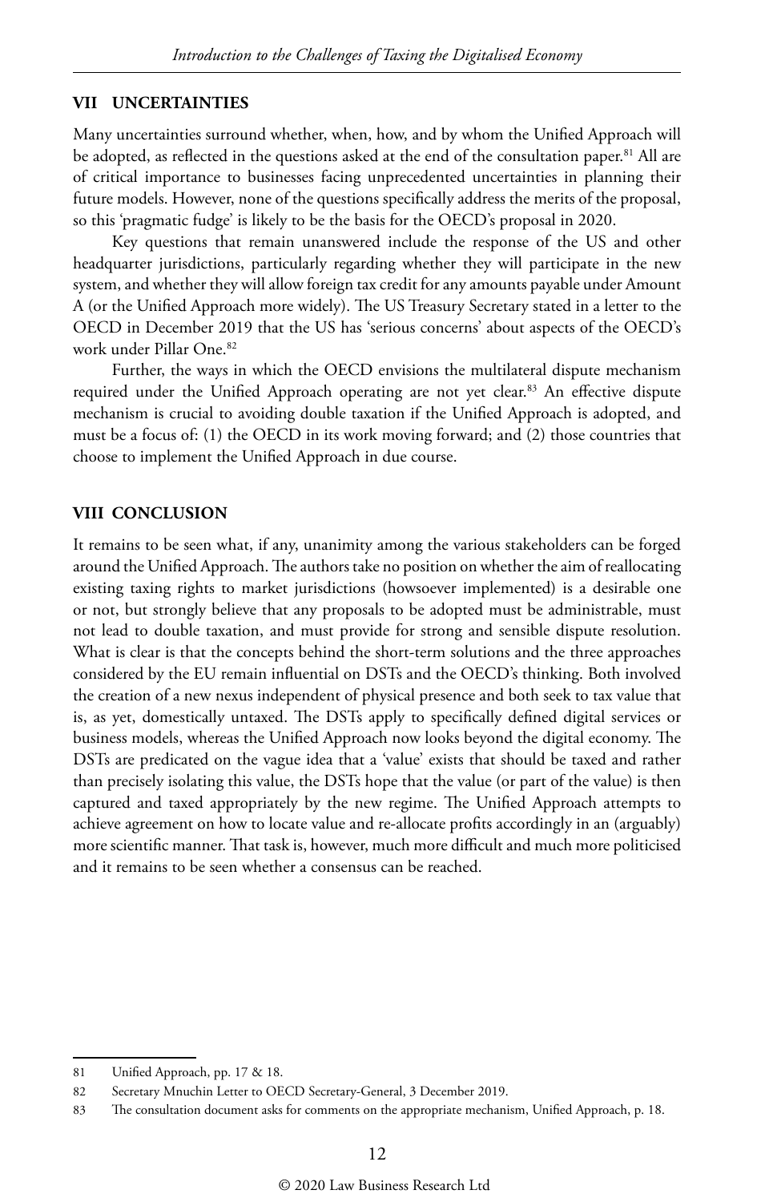## VII UNCERTAINTIES

Many uncertainties surround whether, when, how, and by whom the Unified Approach will be adopted, as reflected in the questions asked at the end of the consultation paper.[81] All are of critical importance to businesses facing unprecedented uncertainties in planning their future models. However, none of the questions specifically address the merits of the proposal, so this 'pragmatic fudge' is likely to be the basis for the OECD's proposal in 2020.

Key questions that remain unanswered include the response of the US and other headquarter jurisdictions, particularly regarding whether they will participate in the new system, and whether they will allow foreign tax credit for any amounts payable under Amount A (or the Unified Approach more widely). The US Treasury Secretary stated in a letter to the OECD in December 2019 that the US has 'serious concerns' about aspects of the OECD's work under Pillar One.[82]

Further, the ways in which the OECD envisions the multilateral dispute mechanism required under the Unified Approach operating are not yet clear.[83] An effective dispute mechanism is crucial to avoiding double taxation if the Unified Approach is adopted, and must be a focus of: (1) the OECD in its work moving forward; and (2) those countries that choose to implement the Unified Approach in due course.

## VIII CONCLUSION

It remains to be seen what, if any, unanimity among the various stakeholders can be forged around the Unified Approach. The authors take no position on whether the aim of reallocating existing taxing rights to market jurisdictions (howsoever implemented) is a desirable one or not, but strongly believe that any proposals to be adopted must be administrable, must not lead to double taxation, and must provide for strong and sensible dispute resolution. What is clear is that the concepts behind the short-term solutions and the three approaches considered by the EU remain influential on DSTs and the OECD's thinking. Both involved the creation of a new nexus independent of physical presence and both seek to tax value that is, as yet, domestically untaxed. The DSTs apply to specifically defined digital services or business models, whereas the Unified Approach now looks beyond the digital economy. The DSTs are predicated on the vague idea that a 'value' exists that should be taxed and rather than precisely isolating this value, the DSTs hope that the value (or part of the value) is then captured and taxed appropriately by the new regime. The Unified Approach attempts to achieve agreement on how to locate value and re-allocate profits accordingly in an (arguably) more scientific manner. That task is, however, much more difficult and much more politicised and it remains to be seen whether a consensus can be reached.

---

81 Unified Approach, pp. 17 & 18.

82 Secretary Mnuchin Letter to OECD Secretary-General, 3 December 2019.

83 The consultation document asks for comments on the appropriate mechanism, Unified Approach, p. 18.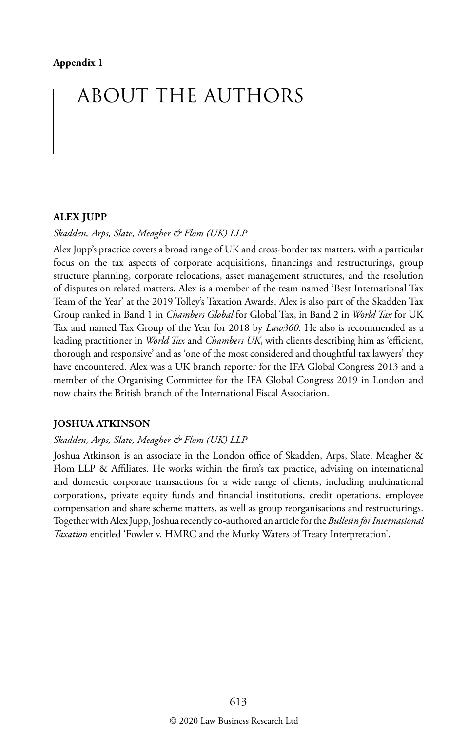**Appendix 1**

# ABOUT THE AUTHORS

## ALEX JUPP

*Skadden, Arps, Slate, Meagher & Flom (UK) LLP*

Alex Jupp's practice covers a broad range of UK and cross-border tax matters, with a particular focus on the tax aspects of corporate acquisitions, financings and restructurings, group structure planning, corporate relocations, asset management structures, and the resolution of disputes on related matters. Alex is a member of the team named 'Best International Tax Team of the Year' at the 2019 Tolley's Taxation Awards. Alex is also part of the Skadden Tax Group ranked in Band 1 in *Chambers Global* for Global Tax, in Band 2 in *World Tax* for UK Tax and named Tax Group of the Year for 2018 by *Law360*. He also is recommended as a leading practitioner in *World Tax* and *Chambers UK*, with clients describing him as 'efficient, thorough and responsive' and as 'one of the most considered and thoughtful tax lawyers' they have encountered. Alex was a UK branch reporter for the IFA Global Congress 2013 and a member of the Organising Committee for the IFA Global Congress 2019 in London and now chairs the British branch of the International Fiscal Association.

## JOSHUA ATKINSON

*Skadden, Arps, Slate, Meagher & Flom (UK) LLP*

Joshua Atkinson is an associate in the London office of Skadden, Arps, Slate, Meagher & Flom LLP & Affiliates. He works within the firm's tax practice, advising on international and domestic corporate transactions for a wide range of clients, including multinational corporations, private equity funds and financial institutions, credit operations, employee compensation and share scheme matters, as well as group reorganisations and restructurings. Together with Alex Jupp, Joshua recently co-authored an article for the *Bulletin for International Taxation* entitled 'Fowler v. HMRC and the Murky Waters of Treaty Interpretation'.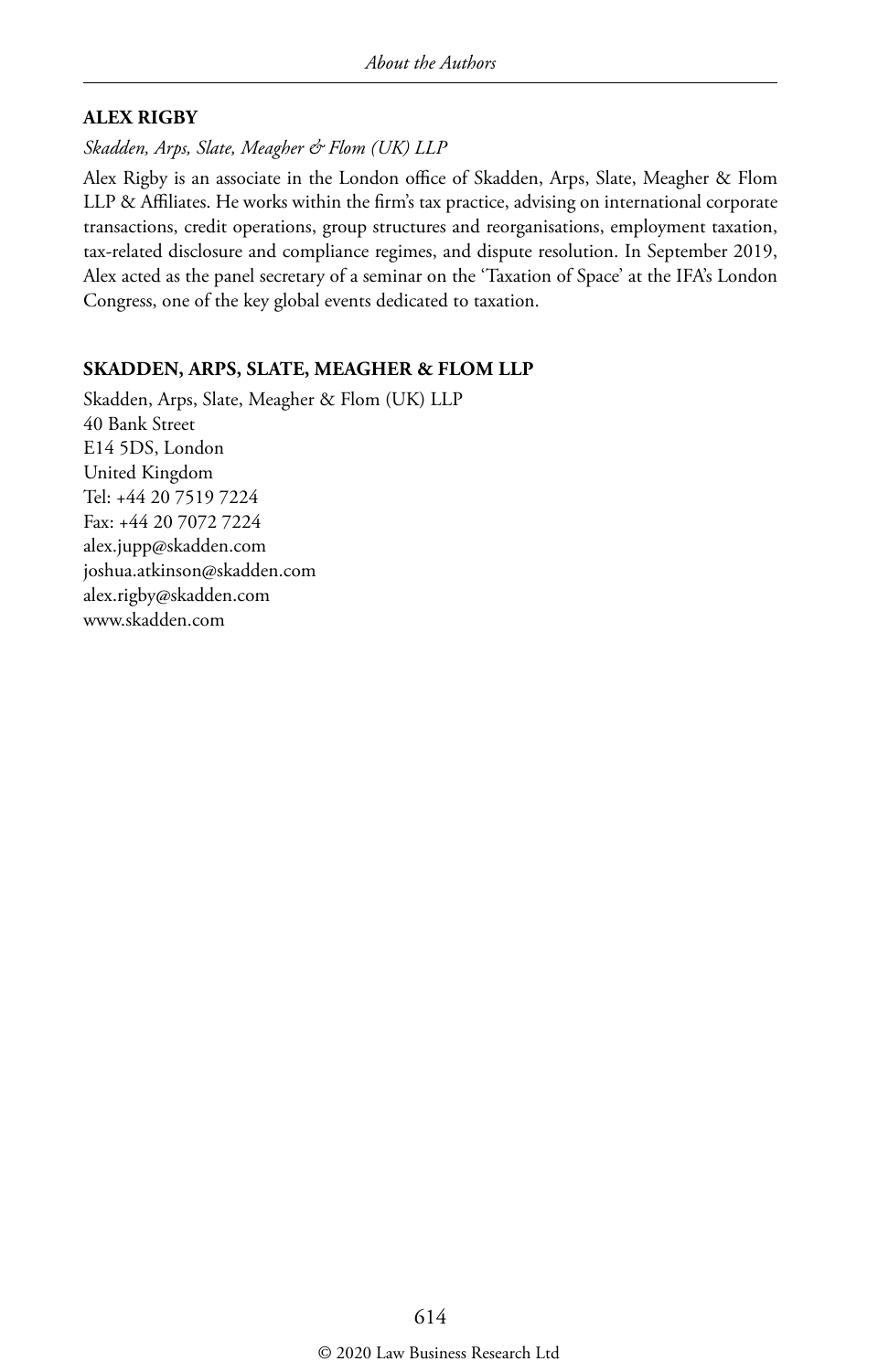### ALEX RIGBY

*Skadden, Arps, Slate, Meagher & Flom (UK) LLP*

Alex Rigby is an associate in the London office of Skadden, Arps, Slate, Meagher & Flom LLP & Affiliates. He works within the firm's tax practice, advising on international corporate transactions, credit operations, group structures and reorganisations, employment taxation, tax-related disclosure and compliance regimes, and dispute resolution. In September 2019, Alex acted as the panel secretary of a seminar on the 'Taxation of Space' at the IFA's London Congress, one of the key global events dedicated to taxation.

### SKADDEN, ARPS, SLATE, MEAGHER & FLOM LLP

Skadden, Arps, Slate, Meagher & Flom (UK) LLP
40 Bank Street
E14 5DS, London
United Kingdom
Tel: +44 20 7519 7224
Fax: +44 20 7072 7224
alex.jupp@skadden.com
joshua.atkinson@skadden.com
alex.rigby@skadden.com
www.skadden.com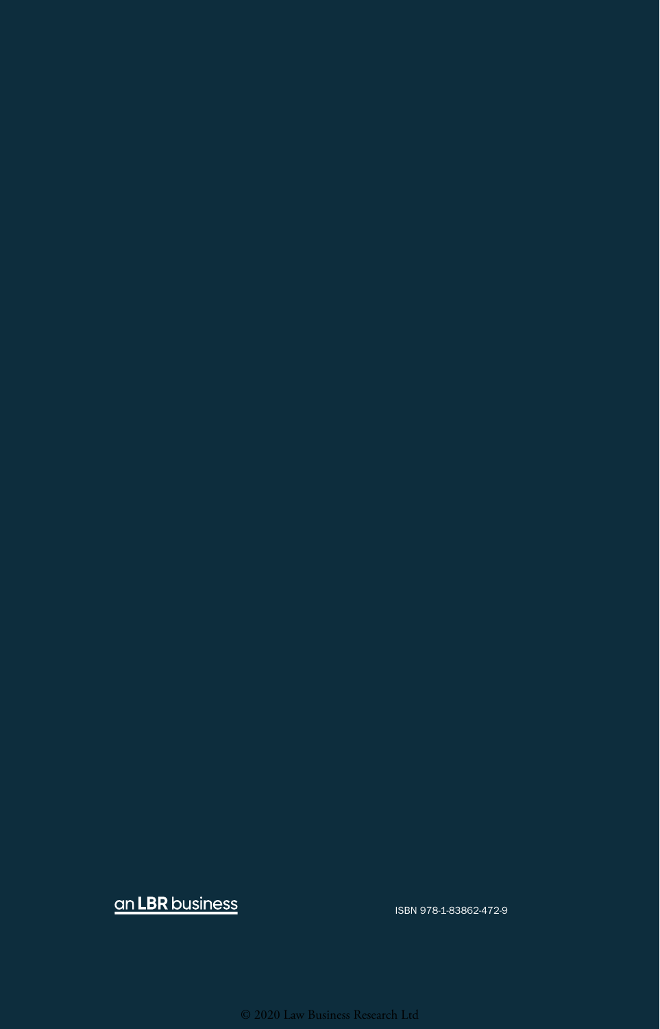an LBR business

ISBN 978-1-83862-472-9

© 2020 Law Business Research Ltd